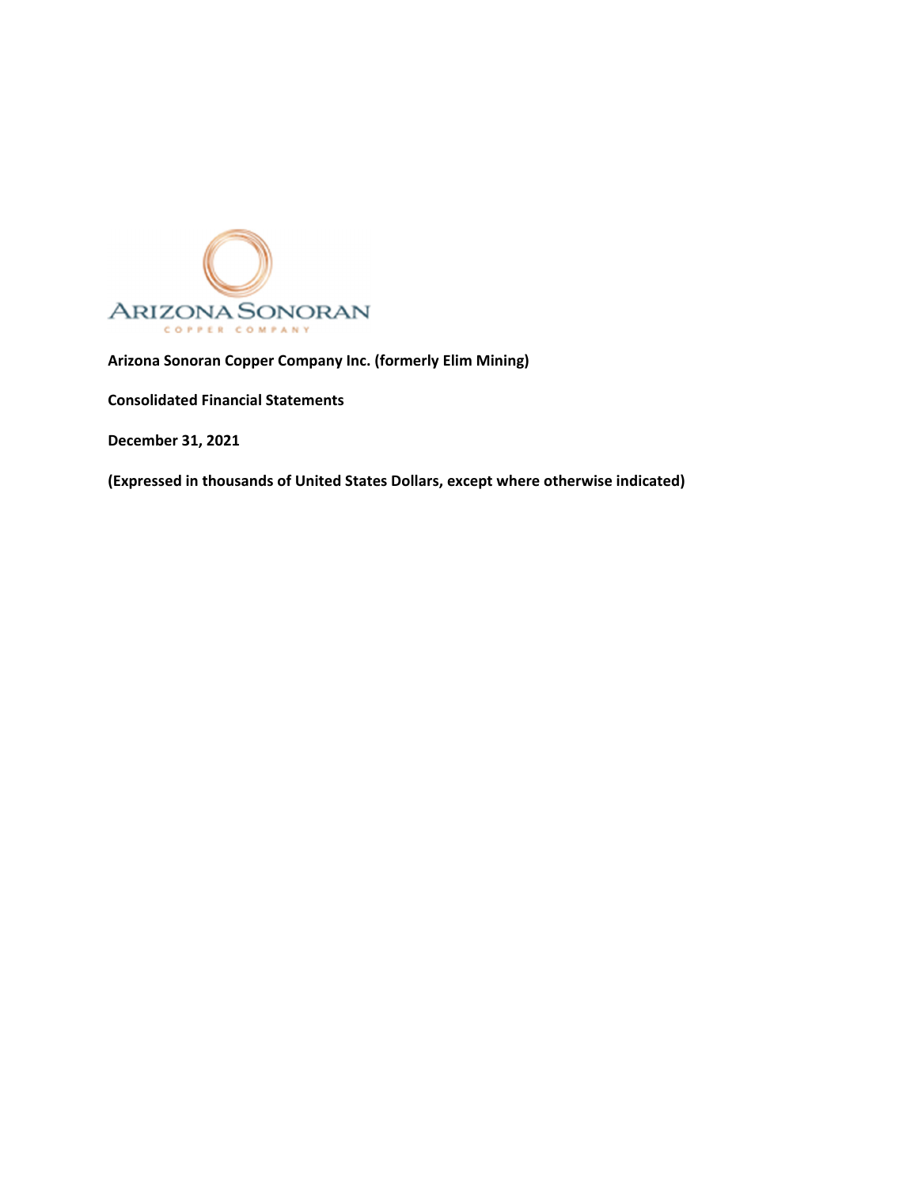ARIZONA SONORAN
COPPER COMPANY

**Arizona Sonoran Copper Company Inc. (formerly Elim Mining)**

**Consolidated Financial Statements**

**December 31, 2021**

**(Expressed in thousands of United States Dollars, except where otherwise indicated)**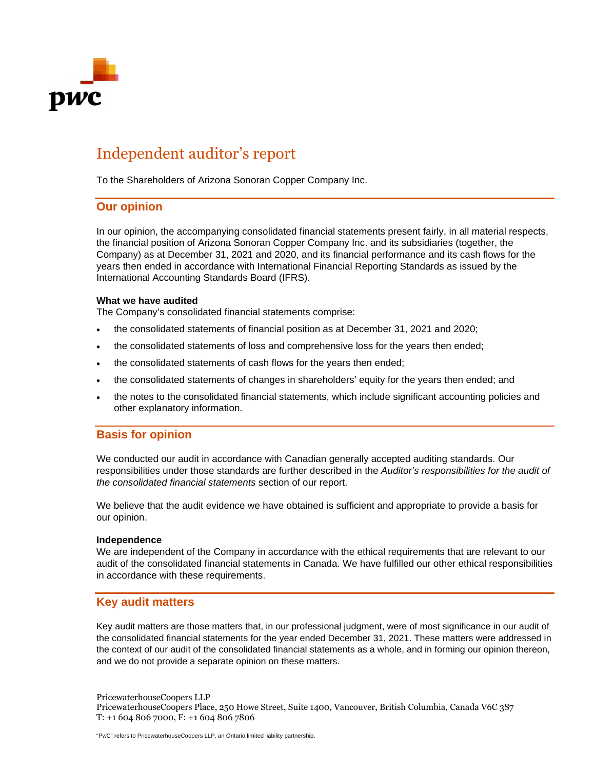# Independent auditor's report

To the Shareholders of Arizona Sonoran Copper Company Inc.

## Our opinion

In our opinion, the accompanying consolidated financial statements present fairly, in all material respects, the financial position of Arizona Sonoran Copper Company Inc. and its subsidiaries (together, the Company) as at December 31, 2021 and 2020, and its financial performance and its cash flows for the years then ended in accordance with International Financial Reporting Standards as issued by the International Accounting Standards Board (IFRS).

**What we have audited**

The Company's consolidated financial statements comprise:

- the consolidated statements of financial position as at December 31, 2021 and 2020;
- the consolidated statements of loss and comprehensive loss for the years then ended;
- the consolidated statements of cash flows for the years then ended;
- the consolidated statements of changes in shareholders' equity for the years then ended; and
- the notes to the consolidated financial statements, which include significant accounting policies and other explanatory information.

## Basis for opinion

We conducted our audit in accordance with Canadian generally accepted auditing standards. Our responsibilities under those standards are further described in the *Auditor's responsibilities for the audit of the consolidated financial statements* section of our report.

We believe that the audit evidence we have obtained is sufficient and appropriate to provide a basis for our opinion.

**Independence**

We are independent of the Company in accordance with the ethical requirements that are relevant to our audit of the consolidated financial statements in Canada. We have fulfilled our other ethical responsibilities in accordance with these requirements.

## Key audit matters

Key audit matters are those matters that, in our professional judgment, were of most significance in our audit of the consolidated financial statements for the year ended December 31, 2021. These matters were addressed in the context of our audit of the consolidated financial statements as a whole, and in forming our opinion thereon, and we do not provide a separate opinion on these matters.

PricewaterhouseCoopers LLP
PricewaterhouseCoopers Place, 250 Howe Street, Suite 1400, Vancouver, British Columbia, Canada V6C 3S7
T: +1 604 806 7000, F: +1 604 806 7806

"PwC" refers to PricewaterhouseCoopers LLP, an Ontario limited liability partnership.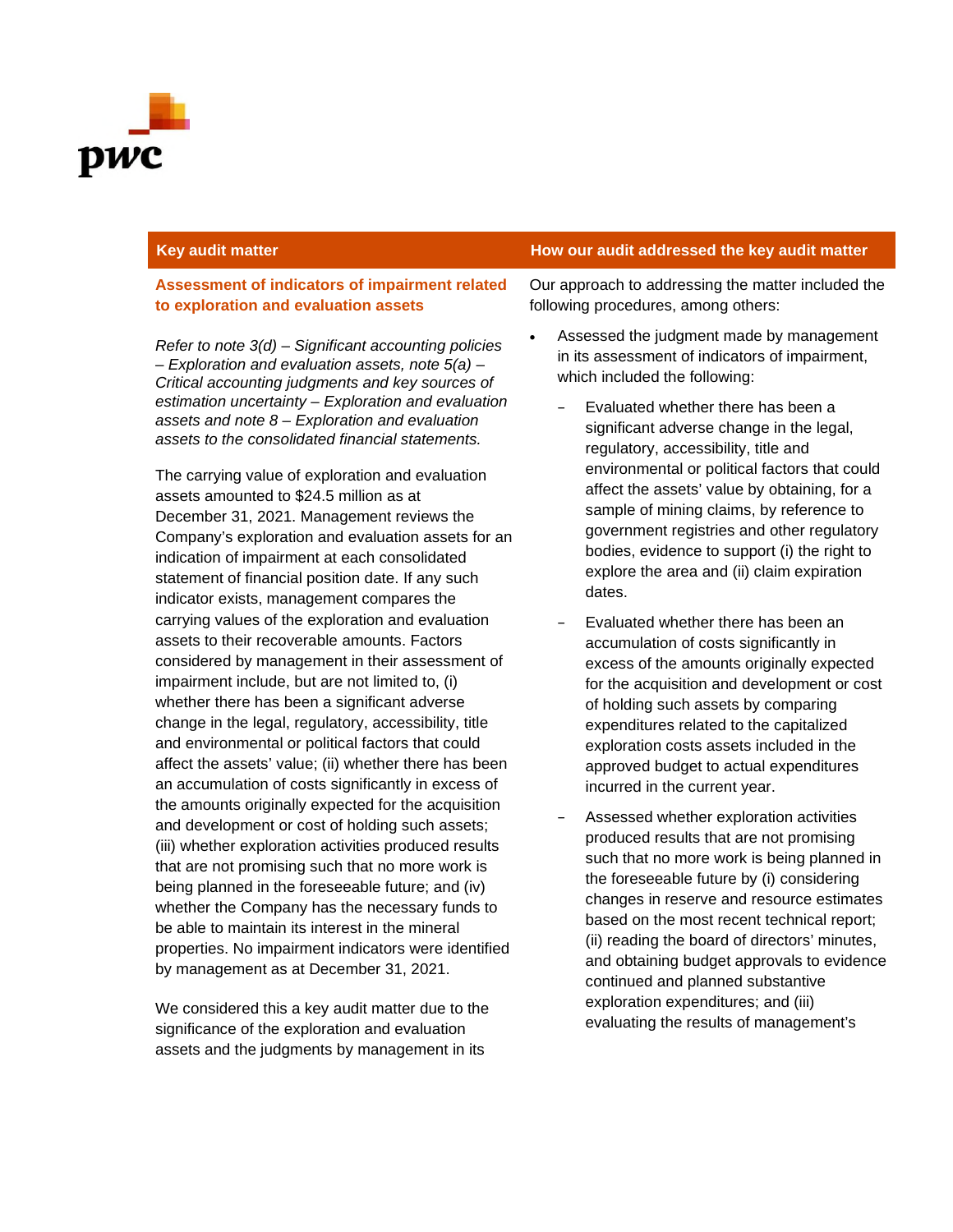| Key audit matter | How our audit addressed the key audit matter |
| --- | --- |
| **Assessment of indicators of impairment related to exploration and evaluation assets**<br><br>*Refer to note 3(d) – Significant accounting policies – Exploration and evaluation assets, note 5(a) – Critical accounting judgments and key sources of estimation uncertainty – Exploration and evaluation assets and note 8 – Exploration and evaluation assets to the consolidated financial statements.*<br><br>The carrying value of exploration and evaluation assets amounted to $24.5 million as at December 31, 2021. Management reviews the Company's exploration and evaluation assets for an indication of impairment at each consolidated statement of financial position date. If any such indicator exists, management compares the carrying values of the exploration and evaluation assets to their recoverable amounts. Factors considered by management in their assessment of impairment include, but are not limited to, (i) whether there has been a significant adverse change in the legal, regulatory, accessibility, title and environmental or political factors that could affect the assets' value; (ii) whether there has been an accumulation of costs significantly in excess of the amounts originally expected for the acquisition and development or cost of holding such assets; (iii) whether exploration activities produced results that are not promising such that no more work is being planned in the foreseeable future; and (iv) whether the Company has the necessary funds to be able to maintain its interest in the mineral properties. No impairment indicators were identified by management as at December 31, 2021.<br><br>We considered this a key audit matter due to the significance of the exploration and evaluation assets and the judgments by management in its | Our approach to addressing the matter included the following procedures, among others:<br><br>• Assessed the judgment made by management in its assessment of indicators of impairment, which included the following:<br>– Evaluated whether there has been a significant adverse change in the legal, regulatory, accessibility, title and environmental or political factors that could affect the assets' value by obtaining, for a sample of mining claims, by reference to government registries and other regulatory bodies, evidence to support (i) the right to explore the area and (ii) claim expiration dates.<br>– Evaluated whether there has been an accumulation of costs significantly in excess of the amounts originally expected for the acquisition and development or cost of holding such assets by comparing expenditures related to the capitalized exploration costs assets included in the approved budget to actual expenditures incurred in the current year.<br>– Assessed whether exploration activities produced results that are not promising such that no more work is being planned in the foreseeable future by (i) considering changes in reserve and resource estimates based on the most recent technical report; (ii) reading the board of directors' minutes, and obtaining budget approvals to evidence continued and planned substantive exploration expenditures; and (iii) evaluating the results of management's |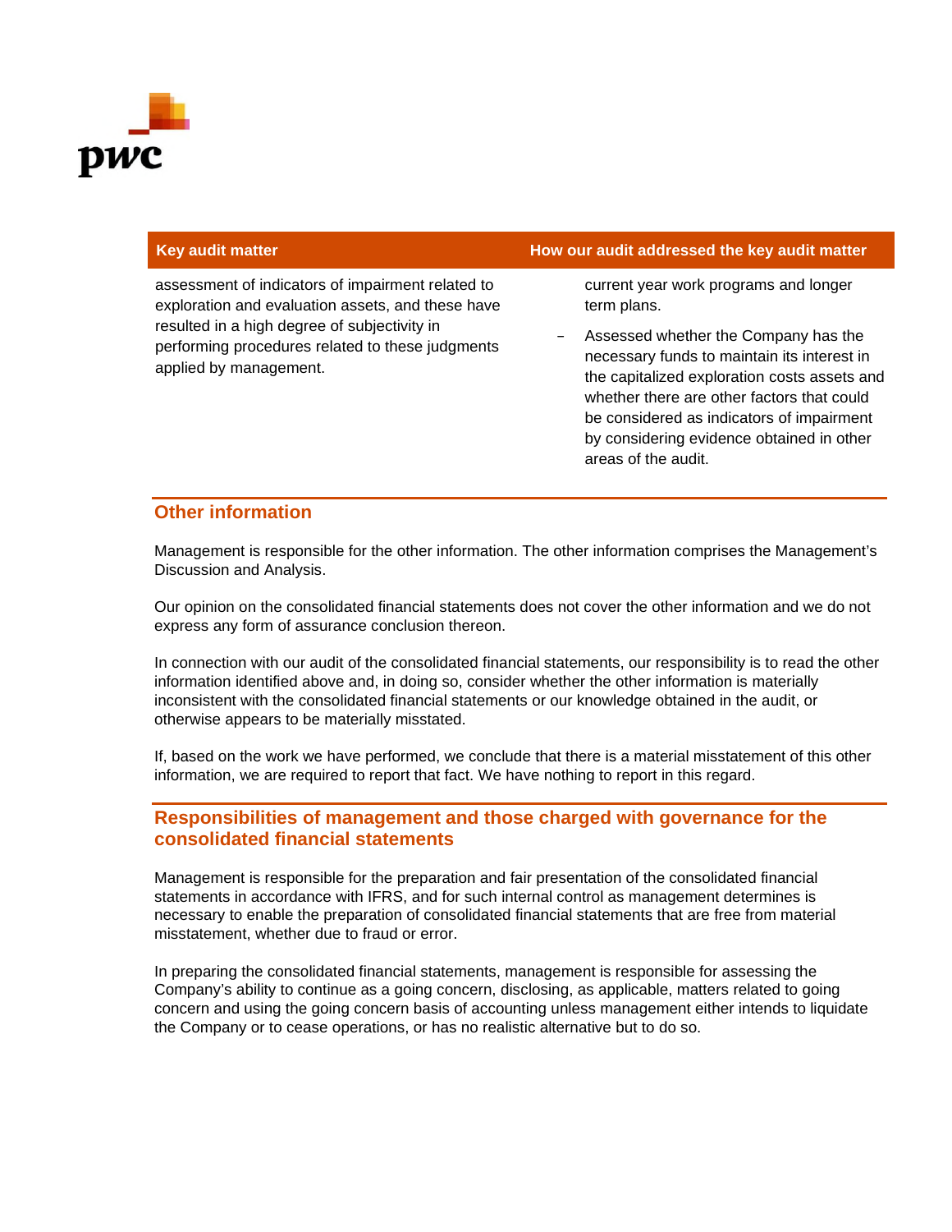| Key audit matter | How our audit addressed the key audit matter |
| --- | --- |
| assessment of indicators of impairment related to exploration and evaluation assets, and these have resulted in a high degree of subjectivity in performing procedures related to these judgments applied by management. | current year work programs and longer term plans.<br>– Assessed whether the Company has the necessary funds to maintain its interest in the capitalized exploration costs assets and whether there are other factors that could be considered as indicators of impairment by considering evidence obtained in other areas of the audit. |

## Other information

Management is responsible for the other information. The other information comprises the Management's Discussion and Analysis.

Our opinion on the consolidated financial statements does not cover the other information and we do not express any form of assurance conclusion thereon.

In connection with our audit of the consolidated financial statements, our responsibility is to read the other information identified above and, in doing so, consider whether the other information is materially inconsistent with the consolidated financial statements or our knowledge obtained in the audit, or otherwise appears to be materially misstated.

If, based on the work we have performed, we conclude that there is a material misstatement of this other information, we are required to report that fact. We have nothing to report in this regard.

## Responsibilities of management and those charged with governance for the consolidated financial statements

Management is responsible for the preparation and fair presentation of the consolidated financial statements in accordance with IFRS, and for such internal control as management determines is necessary to enable the preparation of consolidated financial statements that are free from material misstatement, whether due to fraud or error.

In preparing the consolidated financial statements, management is responsible for assessing the Company's ability to continue as a going concern, disclosing, as applicable, matters related to going concern and using the going concern basis of accounting unless management either intends to liquidate the Company or to cease operations, or has no realistic alternative but to do so.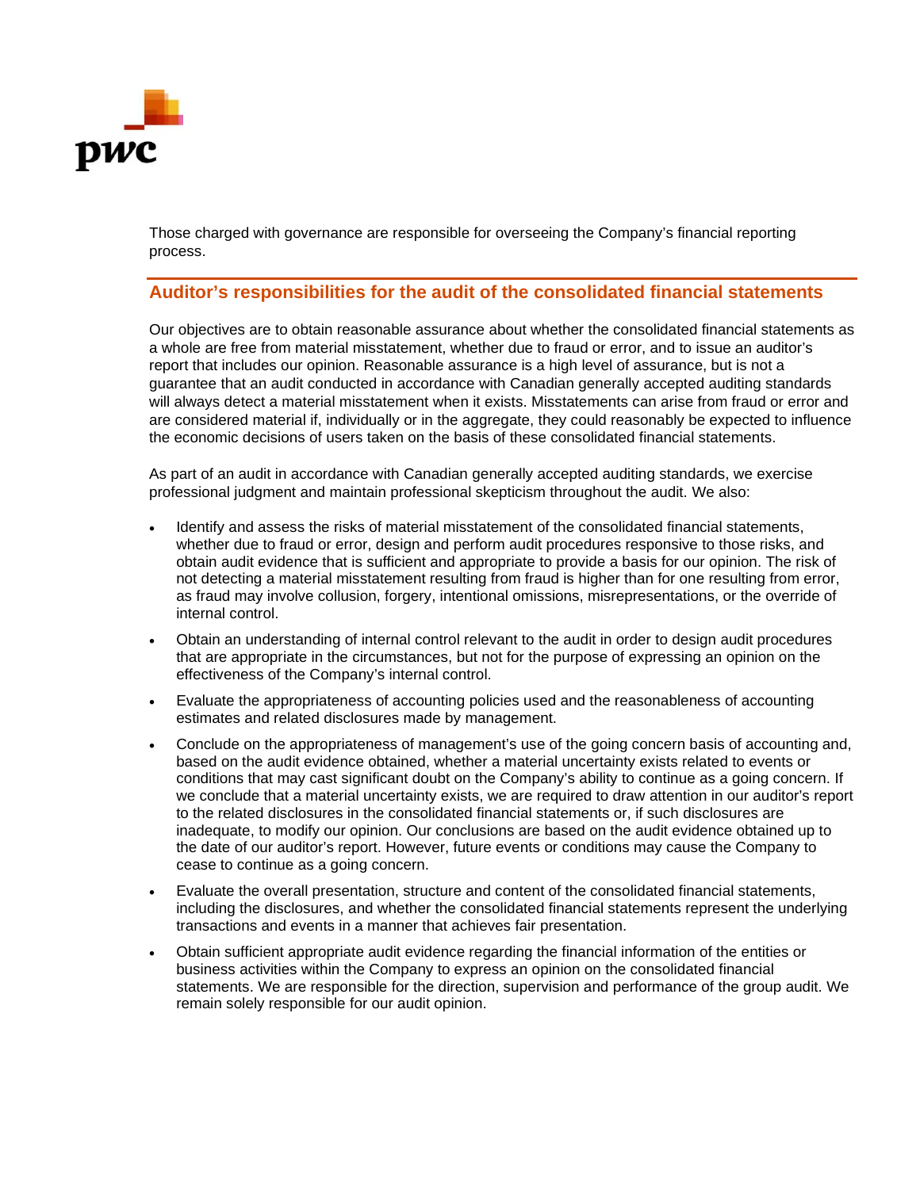Those charged with governance are responsible for overseeing the Company's financial reporting process.

## Auditor's responsibilities for the audit of the consolidated financial statements

Our objectives are to obtain reasonable assurance about whether the consolidated financial statements as a whole are free from material misstatement, whether due to fraud or error, and to issue an auditor's report that includes our opinion. Reasonable assurance is a high level of assurance, but is not a guarantee that an audit conducted in accordance with Canadian generally accepted auditing standards will always detect a material misstatement when it exists. Misstatements can arise from fraud or error and are considered material if, individually or in the aggregate, they could reasonably be expected to influence the economic decisions of users taken on the basis of these consolidated financial statements.

As part of an audit in accordance with Canadian generally accepted auditing standards, we exercise professional judgment and maintain professional skepticism throughout the audit. We also:

- Identify and assess the risks of material misstatement of the consolidated financial statements, whether due to fraud or error, design and perform audit procedures responsive to those risks, and obtain audit evidence that is sufficient and appropriate to provide a basis for our opinion. The risk of not detecting a material misstatement resulting from fraud is higher than for one resulting from error, as fraud may involve collusion, forgery, intentional omissions, misrepresentations, or the override of internal control.
- Obtain an understanding of internal control relevant to the audit in order to design audit procedures that are appropriate in the circumstances, but not for the purpose of expressing an opinion on the effectiveness of the Company's internal control.
- Evaluate the appropriateness of accounting policies used and the reasonableness of accounting estimates and related disclosures made by management.
- Conclude on the appropriateness of management's use of the going concern basis of accounting and, based on the audit evidence obtained, whether a material uncertainty exists related to events or conditions that may cast significant doubt on the Company's ability to continue as a going concern. If we conclude that a material uncertainty exists, we are required to draw attention in our auditor's report to the related disclosures in the consolidated financial statements or, if such disclosures are inadequate, to modify our opinion. Our conclusions are based on the audit evidence obtained up to the date of our auditor's report. However, future events or conditions may cause the Company to cease to continue as a going concern.
- Evaluate the overall presentation, structure and content of the consolidated financial statements, including the disclosures, and whether the consolidated financial statements represent the underlying transactions and events in a manner that achieves fair presentation.
- Obtain sufficient appropriate audit evidence regarding the financial information of the entities or business activities within the Company to express an opinion on the consolidated financial statements. We are responsible for the direction, supervision and performance of the group audit. We remain solely responsible for our audit opinion.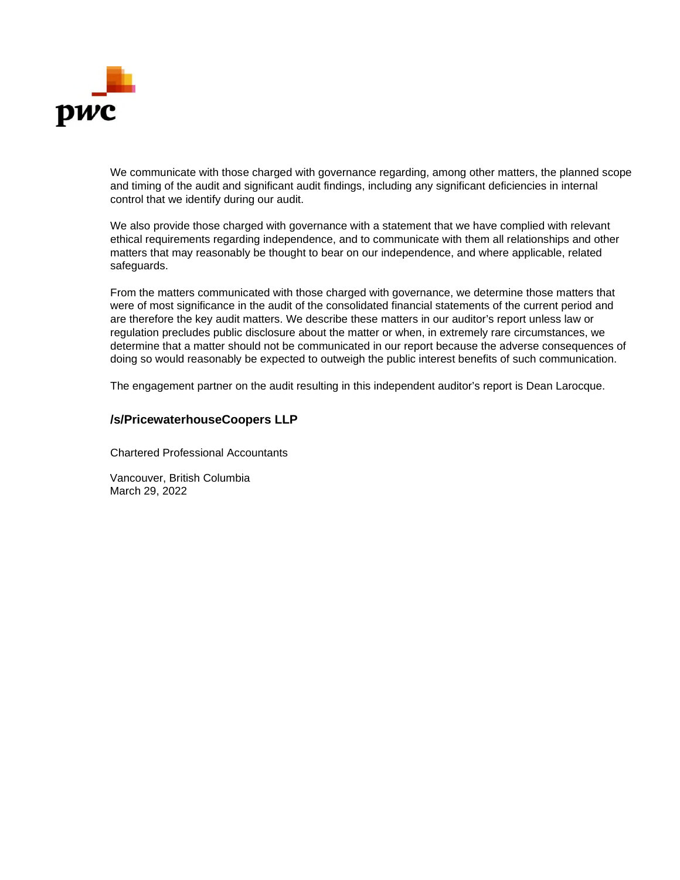We communicate with those charged with governance regarding, among other matters, the planned scope and timing of the audit and significant audit findings, including any significant deficiencies in internal control that we identify during our audit.

We also provide those charged with governance with a statement that we have complied with relevant ethical requirements regarding independence, and to communicate with them all relationships and other matters that may reasonably be thought to bear on our independence, and where applicable, related safeguards.

From the matters communicated with those charged with governance, we determine those matters that were of most significance in the audit of the consolidated financial statements of the current period and are therefore the key audit matters. We describe these matters in our auditor's report unless law or regulation precludes public disclosure about the matter or when, in extremely rare circumstances, we determine that a matter should not be communicated in our report because the adverse consequences of doing so would reasonably be expected to outweigh the public interest benefits of such communication.

The engagement partner on the audit resulting in this independent auditor's report is Dean Larocque.

**/s/PricewaterhouseCoopers LLP**

Chartered Professional Accountants

Vancouver, British Columbia
March 29, 2022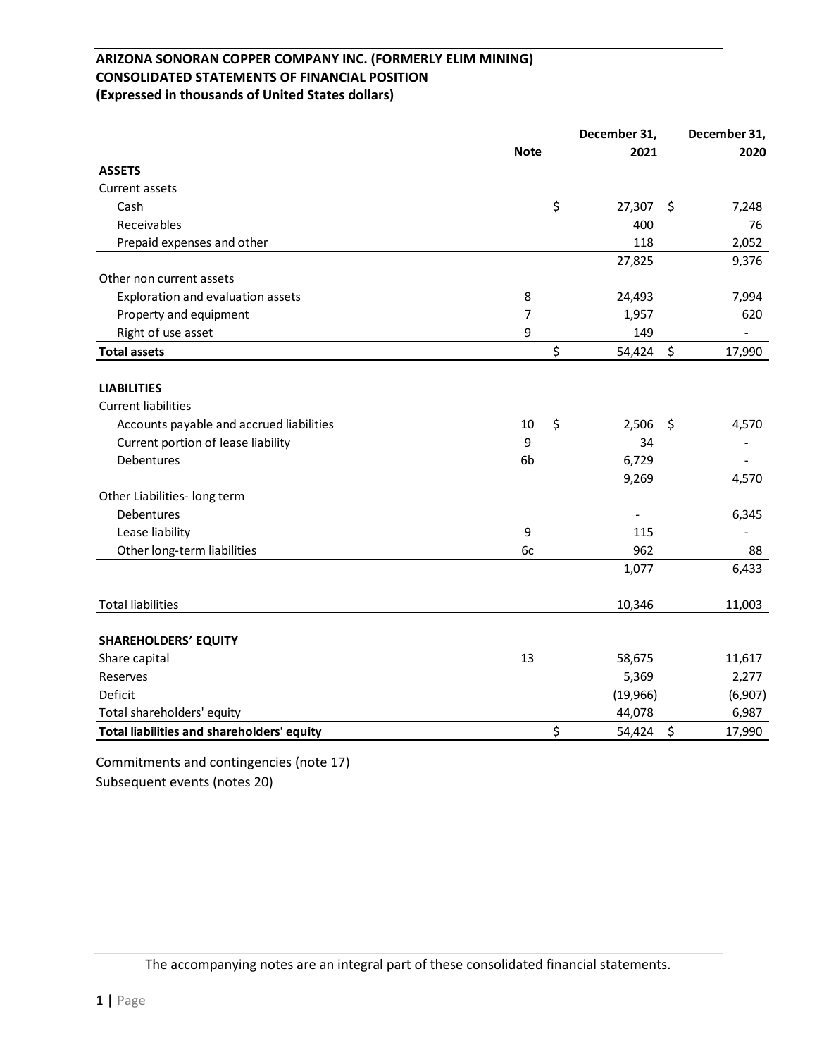**ARIZONA SONORAN COPPER COMPANY INC. (FORMERLY ELIM MINING)**
**CONSOLIDATED STATEMENTS OF FINANCIAL POSITION**
**(Expressed in thousands of United States dollars)**

| | Note | | December 31, 2021 | | December 31, 2020 |
|---|---|---|---|---|---|
| **ASSETS** | | | | | |
| Current assets | | | | | |
| Cash | | $ | 27,307 | $ | 7,248 |
| Receivables | | | 400 | | 76 |
| Prepaid expenses and other | | | 118 | | 2,052 |
| | | | 27,825 | | 9,376 |
| Other non current assets | | | | | |
| Exploration and evaluation assets | 8 | | 24,493 | | 7,994 |
| Property and equipment | 7 | | 1,957 | | 620 |
| Right of use asset | 9 | | 149 | | - |
| **Total assets** | | $ | 54,424 | $ | 17,990 |
| | | | | | |
| **LIABILITIES** | | | | | |
| Current liabilities | | | | | |
| Accounts payable and accrued liabilities | 10 | $ | 2,506 | $ | 4,570 |
| Current portion of lease liability | 9 | | 34 | | - |
| Debentures | 6b | | 6,729 | | - |
| | | | 9,269 | | 4,570 |
| Other Liabilities- long term | | | | | |
| Debentures | | | - | | 6,345 |
| Lease liability | 9 | | 115 | | - |
| Other long-term liabilities | 6c | | 962 | | 88 |
| | | | 1,077 | | 6,433 |
| | | | | | |
| Total liabilities | | | 10,346 | | 11,003 |
| | | | | | |
| **SHAREHOLDERS' EQUITY** | | | | | |
| Share capital | 13 | | 58,675 | | 11,617 |
| Reserves | | | 5,369 | | 2,277 |
| Deficit | | | (19,966) | | (6,907) |
| Total shareholders' equity | | | 44,078 | | 6,987 |
| **Total liabilities and shareholders' equity** | | $ | 54,424 | $ | 17,990 |

Commitments and contingencies (note 17)
Subsequent events (notes 20)

The accompanying notes are an integral part of these consolidated financial statements.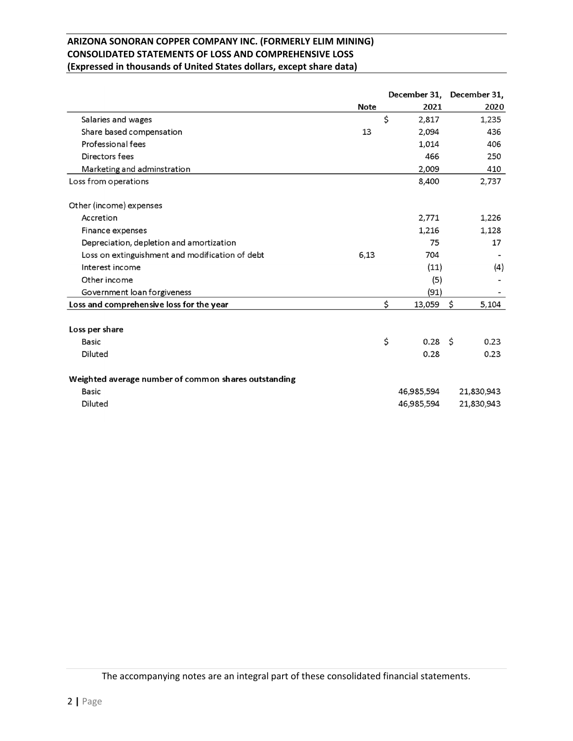**ARIZONA SONORAN COPPER COMPANY INC. (FORMERLY ELIM MINING)**
**CONSOLIDATED STATEMENTS OF LOSS AND COMPREHENSIVE LOSS**
**(Expressed in thousands of United States dollars, except share data)**

| | Note | December 31, 2021 | December 31, 2020 |
|---|---|---|---|
| Salaries and wages | | $ 2,817 | 1,235 |
| Share based compensation | 13 | 2,094 | 436 |
| Professional fees | | 1,014 | 406 |
| Directors fees | | 466 | 250 |
| Marketing and adminstration | | 2,009 | 410 |
| Loss from operations | | 8,400 | 2,737 |
| | | | |
| Other (income) expenses | | | |
| Accretion | | 2,771 | 1,226 |
| Finance expenses | | 1,216 | 1,128 |
| Depreciation, depletion and amortization | | 75 | 17 |
| Loss on extinguishment and modification of debt | 6,13 | 704 | - |
| Interest income | | (11) | (4) |
| Other income | | (5) | - |
| Government loan forgiveness | | (91) | - |
| **Loss and comprehensive loss for the year** | | $ 13,059 | $ 5,104 |
| | | | |
| **Loss per share** | | | |
| Basic | | $ 0.28 | $ 0.23 |
| Diluted | | 0.28 | 0.23 |
| | | | |
| **Weighted average number of common shares outstanding** | | | |
| Basic | | 46,985,594 | 21,830,943 |
| Diluted | | 46,985,594 | 21,830,943 |

The accompanying notes are an integral part of these consolidated financial statements.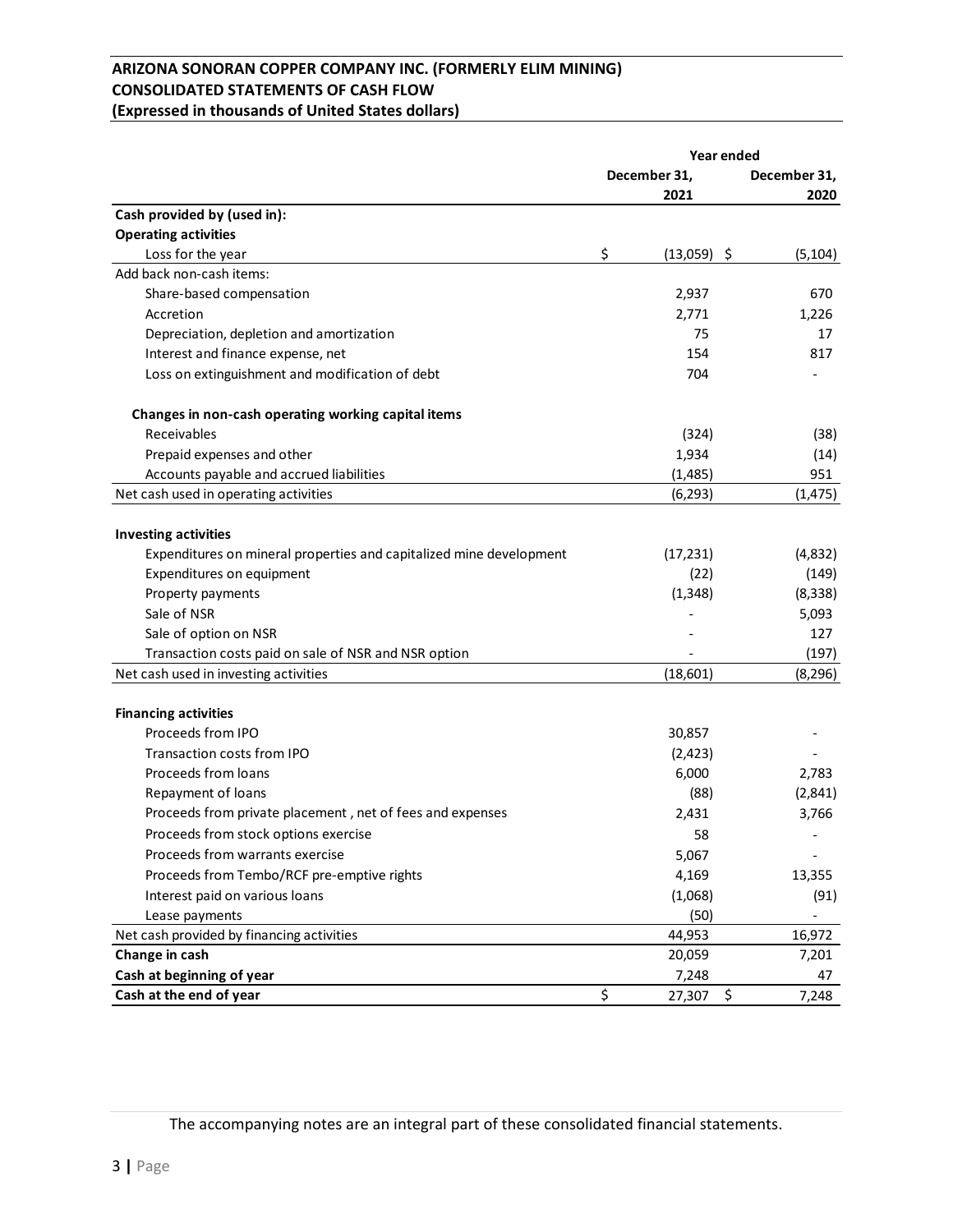**ARIZONA SONORAN COPPER COMPANY INC. (FORMERLY ELIM MINING)**
**CONSOLIDATED STATEMENTS OF CASH FLOW**
**(Expressed in thousands of United States dollars)**

| | Year ended December 31, 2021 | Year ended December 31, 2020 |
|---|---|---|
| **Cash provided by (used in):** | | |
| **Operating activities** | | |
| Loss for the year | $ (13,059) | $ (5,104) |
| Add back non-cash items: | | |
| Share-based compensation | 2,937 | 670 |
| Accretion | 2,771 | 1,226 |
| Depreciation, depletion and amortization | 75 | 17 |
| Interest and finance expense, net | 154 | 817 |
| Loss on extinguishment and modification of debt | 704 | - |
| **Changes in non-cash operating working capital items** | | |
| Receivables | (324) | (38) |
| Prepaid expenses and other | 1,934 | (14) |
| Accounts payable and accrued liabilities | (1,485) | 951 |
| Net cash used in operating activities | (6,293) | (1,475) |
| **Investing activities** | | |
| Expenditures on mineral properties and capitalized mine development | (17,231) | (4,832) |
| Expenditures on equipment | (22) | (149) |
| Property payments | (1,348) | (8,338) |
| Sale of NSR | - | 5,093 |
| Sale of option on NSR | - | 127 |
| Transaction costs paid on sale of NSR and NSR option | - | (197) |
| Net cash used in investing activities | (18,601) | (8,296) |
| **Financing activities** | | |
| Proceeds from IPO | 30,857 | - |
| Transaction costs from IPO | (2,423) | - |
| Proceeds from loans | 6,000 | 2,783 |
| Repayment of loans | (88) | (2,841) |
| Proceeds from private placement , net of fees and expenses | 2,431 | 3,766 |
| Proceeds from stock options exercise | 58 | - |
| Proceeds from warrants exercise | 5,067 | - |
| Proceeds from Tembo/RCF pre-emptive rights | 4,169 | 13,355 |
| Interest paid on various loans | (1,068) | (91) |
| Lease payments | (50) | - |
| Net cash provided by financing activities | 44,953 | 16,972 |
| **Change in cash** | 20,059 | 7,201 |
| **Cash at beginning of year** | 7,248 | 47 |
| **Cash at the end of year** | $ 27,307 | $ 7,248 |

The accompanying notes are an integral part of these consolidated financial statements.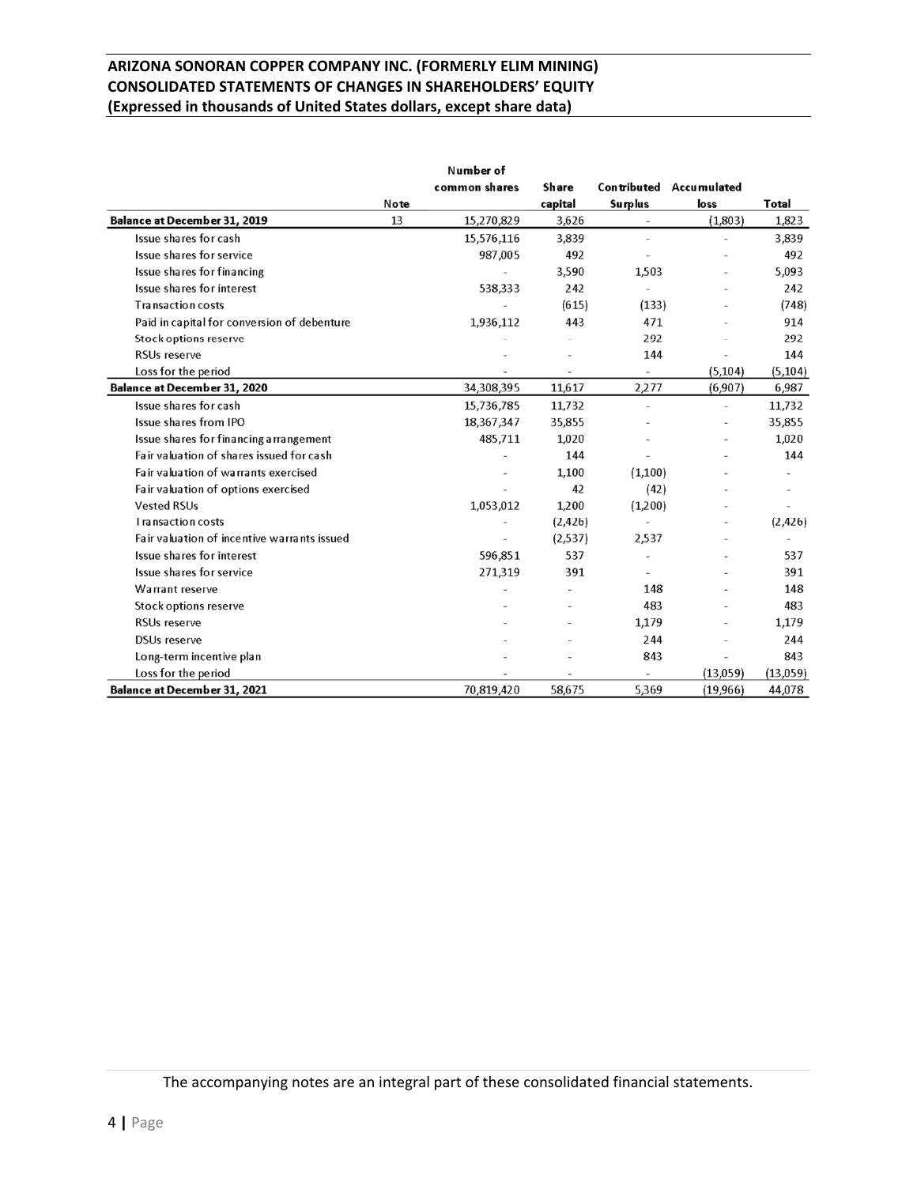**ARIZONA SONORAN COPPER COMPANY INC. (FORMERLY ELIM MINING)**
**CONSOLIDATED STATEMENTS OF CHANGES IN SHAREHOLDERS' EQUITY**
**(Expressed in thousands of United States dollars, except share data)**

| | Note | Number of common shares | Share capital | Contributed Surplus | Accumulated loss | Total |
|---|---|---|---|---|---|---|
| **Balance at December 31, 2019** | 13 | 15,270,829 | 3,626 | - | (1,803) | 1,823 |
| Issue shares for cash | | 15,576,116 | 3,839 | - | - | 3,839 |
| Issue shares for service | | 987,005 | 492 | - | - | 492 |
| Issue shares for financing | | - | 3,590 | 1,503 | - | 5,093 |
| Issue shares for interest | | 538,333 | 242 | - | - | 242 |
| Transaction costs | | - | (615) | (133) | - | (748) |
| Paid in capital for conversion of debenture | | 1,936,112 | 443 | 471 | - | 914 |
| Stock options reserve | | - | - | 292 | - | 292 |
| RSUs reserve | | - | - | 144 | - | 144 |
| Loss for the period | | - | - | - | (5,104) | (5,104) |
| **Balance at December 31, 2020** | | 34,308,395 | 11,617 | 2,277 | (6,907) | 6,987 |
| Issue shares for cash | | 15,736,785 | 11,732 | - | - | 11,732 |
| Issue shares from IPO | | 18,367,347 | 35,855 | - | - | 35,855 |
| Issue shares for financing arrangement | | 485,711 | 1,020 | - | - | 1,020 |
| Fair valuation of shares issued for cash | | - | 144 | - | - | 144 |
| Fair valuation of warrants exercised | | - | 1,100 | (1,100) | - | - |
| Fair valuation of options exercised | | - | 42 | (42) | - | - |
| Vested RSUs | | 1,053,012 | 1,200 | (1,200) | - | - |
| Transaction costs | | - | (2,426) | - | - | (2,426) |
| Fair valuation of incentive warrants issued | | - | (2,537) | 2,537 | - | - |
| Issue shares for interest | | 596,851 | 537 | - | - | 537 |
| Issue shares for service | | 271,319 | 391 | - | - | 391 |
| Warrant reserve | | - | - | 148 | - | 148 |
| Stock options reserve | | - | - | 483 | - | 483 |
| RSUs reserve | | - | - | 1,179 | - | 1,179 |
| DSUs reserve | | - | - | 244 | - | 244 |
| Long-term incentive plan | | - | - | 843 | - | 843 |
| Loss for the period | | - | - | - | (13,059) | (13,059) |
| **Balance at December 31, 2021** | | 70,819,420 | 58,675 | 5,369 | (19,966) | 44,078 |

The accompanying notes are an integral part of these consolidated financial statements.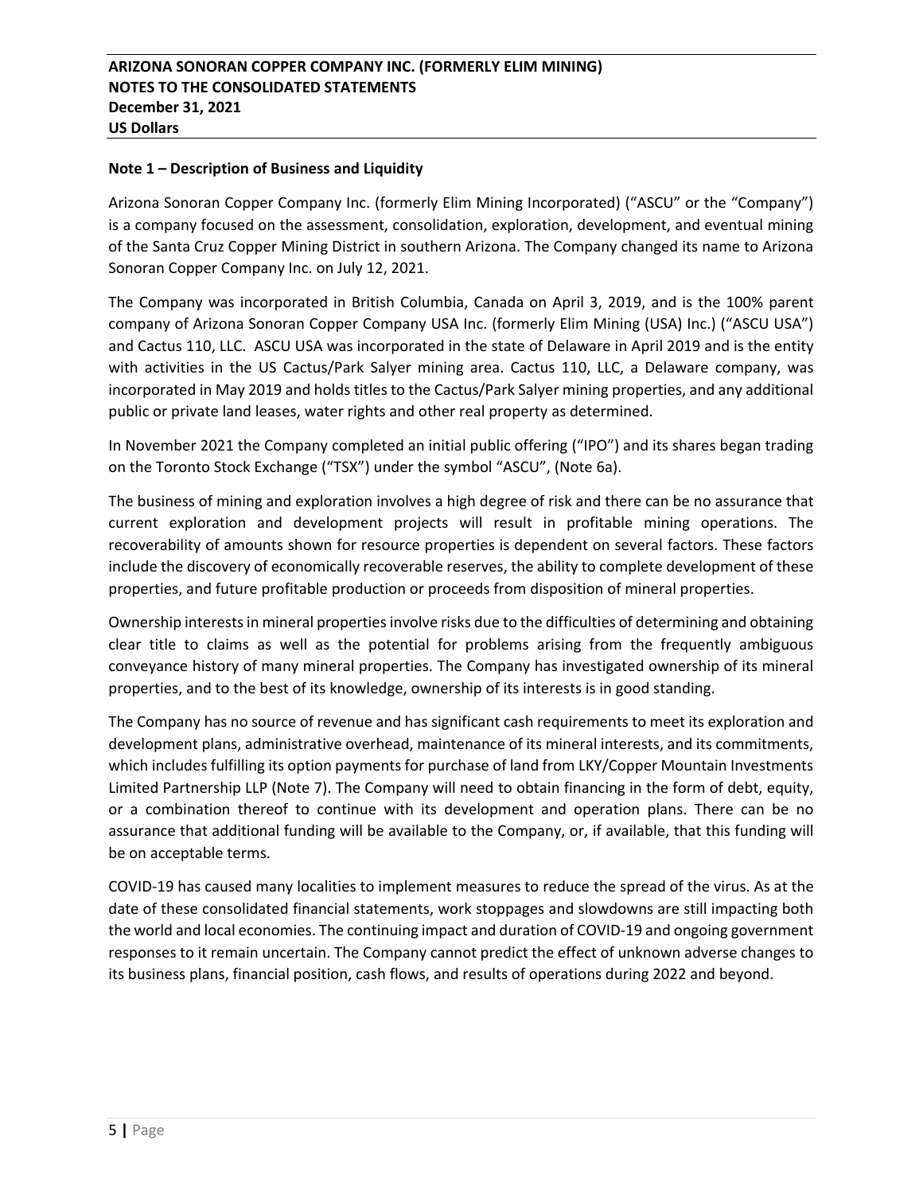## Note 1 – Description of Business and Liquidity

Arizona Sonoran Copper Company Inc. (formerly Elim Mining Incorporated) ("ASCU" or the "Company") is a company focused on the assessment, consolidation, exploration, development, and eventual mining of the Santa Cruz Copper Mining District in southern Arizona. The Company changed its name to Arizona Sonoran Copper Company Inc. on July 12, 2021.

The Company was incorporated in British Columbia, Canada on April 3, 2019, and is the 100% parent company of Arizona Sonoran Copper Company USA Inc. (formerly Elim Mining (USA) Inc.) ("ASCU USA") and Cactus 110, LLC. ASCU USA was incorporated in the state of Delaware in April 2019 and is the entity with activities in the US Cactus/Park Salyer mining area. Cactus 110, LLC, a Delaware company, was incorporated in May 2019 and holds titles to the Cactus/Park Salyer mining properties, and any additional public or private land leases, water rights and other real property as determined.

In November 2021 the Company completed an initial public offering ("IPO") and its shares began trading on the Toronto Stock Exchange ("TSX") under the symbol "ASCU", (Note 6a).

The business of mining and exploration involves a high degree of risk and there can be no assurance that current exploration and development projects will result in profitable mining operations. The recoverability of amounts shown for resource properties is dependent on several factors. These factors include the discovery of economically recoverable reserves, the ability to complete development of these properties, and future profitable production or proceeds from disposition of mineral properties.

Ownership interests in mineral properties involve risks due to the difficulties of determining and obtaining clear title to claims as well as the potential for problems arising from the frequently ambiguous conveyance history of many mineral properties. The Company has investigated ownership of its mineral properties, and to the best of its knowledge, ownership of its interests is in good standing.

The Company has no source of revenue and has significant cash requirements to meet its exploration and development plans, administrative overhead, maintenance of its mineral interests, and its commitments, which includes fulfilling its option payments for purchase of land from LKY/Copper Mountain Investments Limited Partnership LLP (Note 7). The Company will need to obtain financing in the form of debt, equity, or a combination thereof to continue with its development and operation plans. There can be no assurance that additional funding will be available to the Company, or, if available, that this funding will be on acceptable terms.

COVID-19 has caused many localities to implement measures to reduce the spread of the virus. As at the date of these consolidated financial statements, work stoppages and slowdowns are still impacting both the world and local economies. The continuing impact and duration of COVID-19 and ongoing government responses to it remain uncertain. The Company cannot predict the effect of unknown adverse changes to its business plans, financial position, cash flows, and results of operations during 2022 and beyond.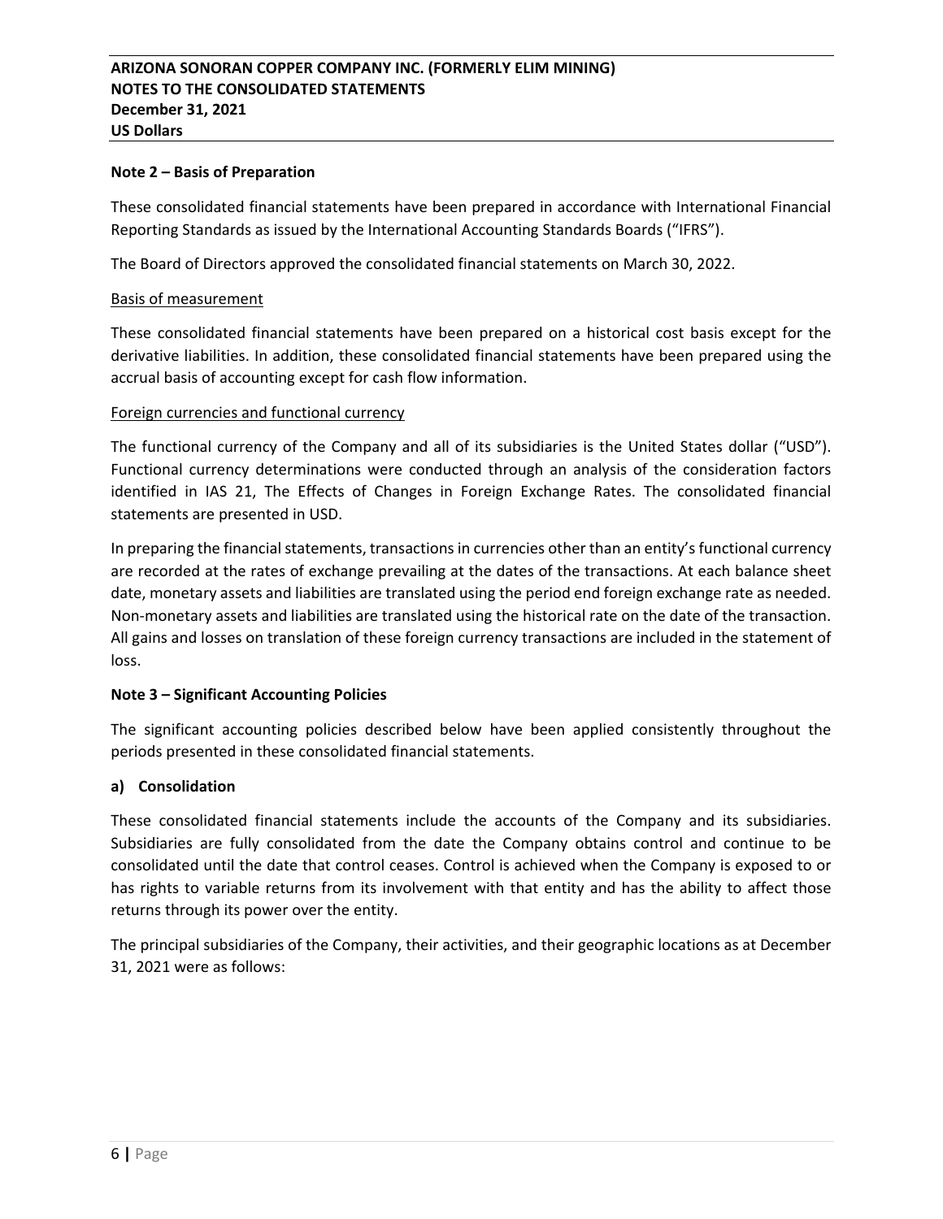## Note 2 – Basis of Preparation

These consolidated financial statements have been prepared in accordance with International Financial Reporting Standards as issued by the International Accounting Standards Boards ("IFRS").

The Board of Directors approved the consolidated financial statements on March 30, 2022.

### Basis of measurement

These consolidated financial statements have been prepared on a historical cost basis except for the derivative liabilities. In addition, these consolidated financial statements have been prepared using the accrual basis of accounting except for cash flow information.

### Foreign currencies and functional currency

The functional currency of the Company and all of its subsidiaries is the United States dollar ("USD"). Functional currency determinations were conducted through an analysis of the consideration factors identified in IAS 21, The Effects of Changes in Foreign Exchange Rates. The consolidated financial statements are presented in USD.

In preparing the financial statements, transactions in currencies other than an entity's functional currency are recorded at the rates of exchange prevailing at the dates of the transactions. At each balance sheet date, monetary assets and liabilities are translated using the period end foreign exchange rate as needed. Non-monetary assets and liabilities are translated using the historical rate on the date of the transaction. All gains and losses on translation of these foreign currency transactions are included in the statement of loss.

## Note 3 – Significant Accounting Policies

The significant accounting policies described below have been applied consistently throughout the periods presented in these consolidated financial statements.

### a) Consolidation

These consolidated financial statements include the accounts of the Company and its subsidiaries. Subsidiaries are fully consolidated from the date the Company obtains control and continue to be consolidated until the date that control ceases. Control is achieved when the Company is exposed to or has rights to variable returns from its involvement with that entity and has the ability to affect those returns through its power over the entity.

The principal subsidiaries of the Company, their activities, and their geographic locations as at December 31, 2021 were as follows: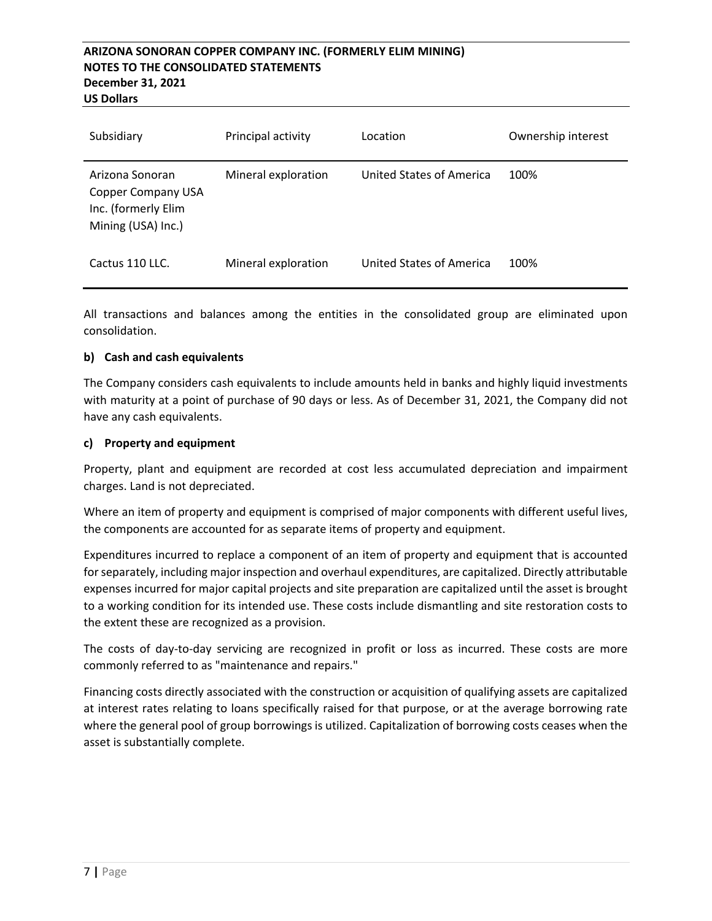| Subsidiary | Principal activity | Location | Ownership interest |
|---|---|---|---|
| Arizona Sonoran Copper Company USA Inc. (formerly Elim Mining (USA) Inc.) | Mineral exploration | United States of America | 100% |
| Cactus 110 LLC. | Mineral exploration | United States of America | 100% |

All transactions and balances among the entities in the consolidated group are eliminated upon consolidation.

**b) Cash and cash equivalents**

The Company considers cash equivalents to include amounts held in banks and highly liquid investments with maturity at a point of purchase of 90 days or less. As of December 31, 2021, the Company did not have any cash equivalents.

**c) Property and equipment**

Property, plant and equipment are recorded at cost less accumulated depreciation and impairment charges. Land is not depreciated.

Where an item of property and equipment is comprised of major components with different useful lives, the components are accounted for as separate items of property and equipment.

Expenditures incurred to replace a component of an item of property and equipment that is accounted for separately, including major inspection and overhaul expenditures, are capitalized. Directly attributable expenses incurred for major capital projects and site preparation are capitalized until the asset is brought to a working condition for its intended use. These costs include dismantling and site restoration costs to the extent these are recognized as a provision.

The costs of day-to-day servicing are recognized in profit or loss as incurred. These costs are more commonly referred to as "maintenance and repairs."

Financing costs directly associated with the construction or acquisition of qualifying assets are capitalized at interest rates relating to loans specifically raised for that purpose, or at the average borrowing rate where the general pool of group borrowings is utilized. Capitalization of borrowing costs ceases when the asset is substantially complete.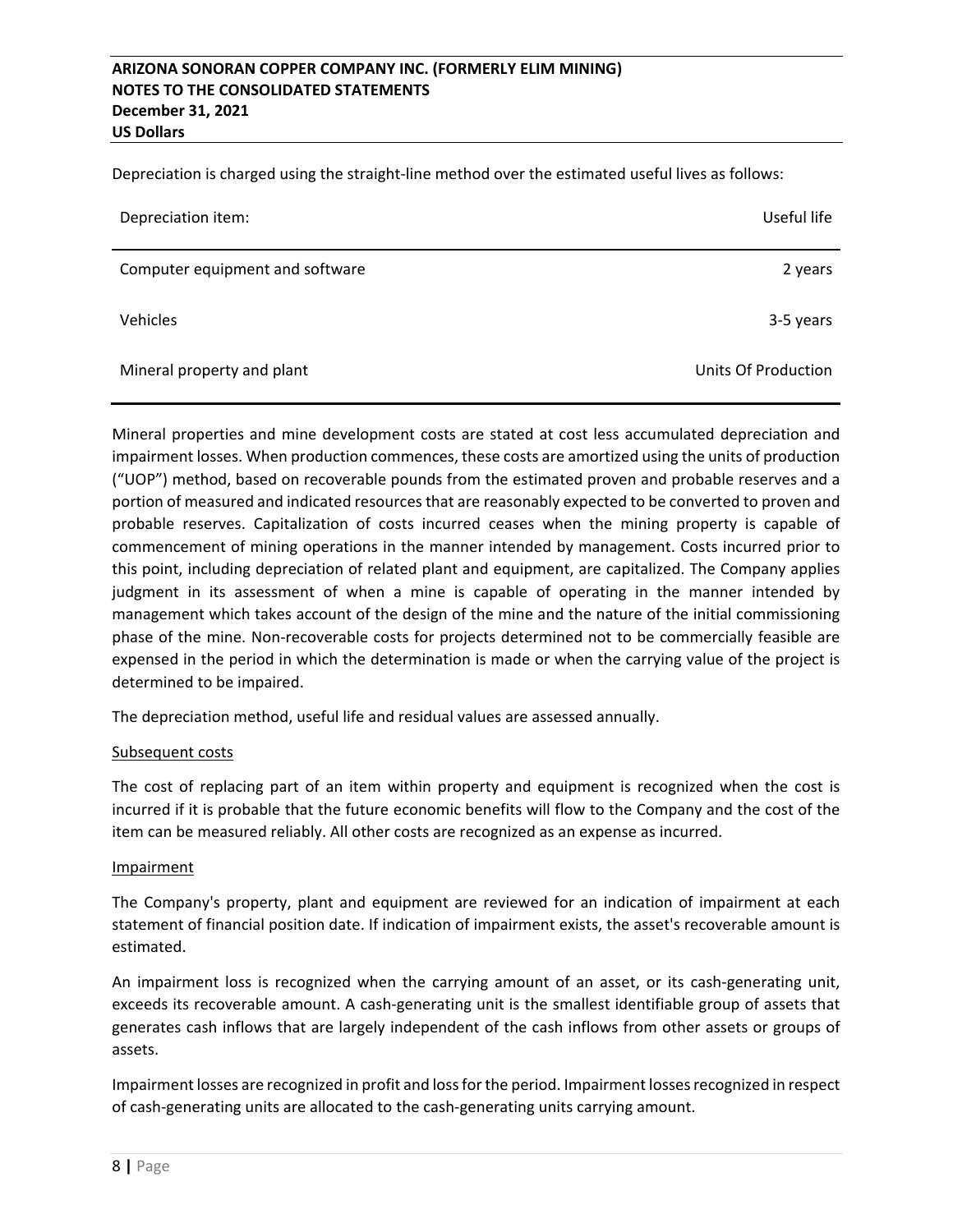Depreciation is charged using the straight-line method over the estimated useful lives as follows:

| Depreciation item: | Useful life |
|---|---|
| Computer equipment and software | 2 years |
| Vehicles | 3-5 years |
| Mineral property and plant | Units Of Production |

Mineral properties and mine development costs are stated at cost less accumulated depreciation and impairment losses. When production commences, these costs are amortized using the units of production ("UOP") method, based on recoverable pounds from the estimated proven and probable reserves and a portion of measured and indicated resources that are reasonably expected to be converted to proven and probable reserves. Capitalization of costs incurred ceases when the mining property is capable of commencement of mining operations in the manner intended by management. Costs incurred prior to this point, including depreciation of related plant and equipment, are capitalized. The Company applies judgment in its assessment of when a mine is capable of operating in the manner intended by management which takes account of the design of the mine and the nature of the initial commissioning phase of the mine. Non-recoverable costs for projects determined not to be commercially feasible are expensed in the period in which the determination is made or when the carrying value of the project is determined to be impaired.

The depreciation method, useful life and residual values are assessed annually.

Subsequent costs

The cost of replacing part of an item within property and equipment is recognized when the cost is incurred if it is probable that the future economic benefits will flow to the Company and the cost of the item can be measured reliably. All other costs are recognized as an expense as incurred.

Impairment

The Company's property, plant and equipment are reviewed for an indication of impairment at each statement of financial position date. If indication of impairment exists, the asset's recoverable amount is estimated.

An impairment loss is recognized when the carrying amount of an asset, or its cash-generating unit, exceeds its recoverable amount. A cash-generating unit is the smallest identifiable group of assets that generates cash inflows that are largely independent of the cash inflows from other assets or groups of assets.

Impairment losses are recognized in profit and loss for the period. Impairment losses recognized in respect of cash-generating units are allocated to the cash-generating units carrying amount.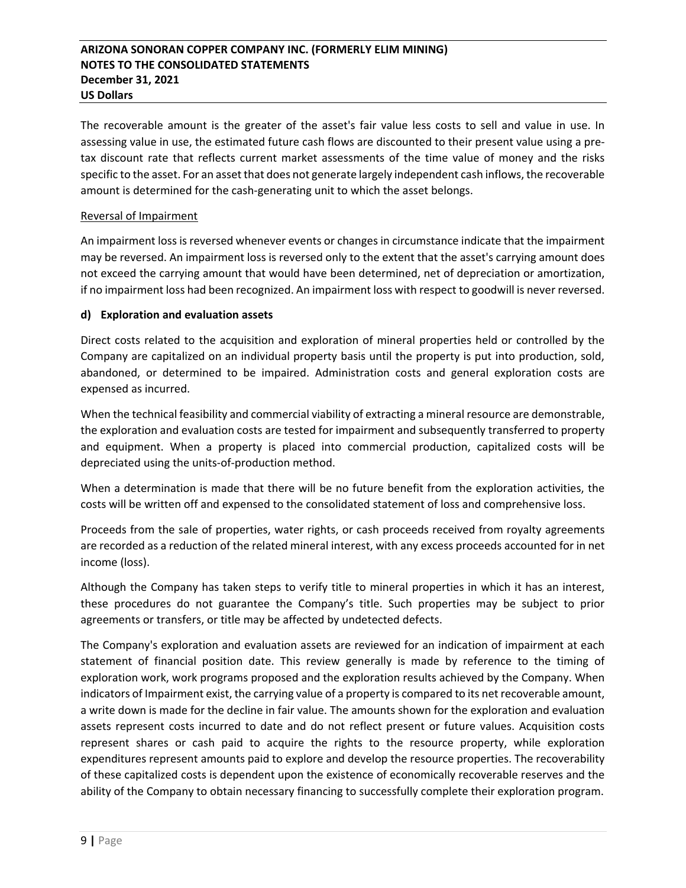The recoverable amount is the greater of the asset's fair value less costs to sell and value in use. In assessing value in use, the estimated future cash flows are discounted to their present value using a pre-tax discount rate that reflects current market assessments of the time value of money and the risks specific to the asset. For an asset that does not generate largely independent cash inflows, the recoverable amount is determined for the cash-generating unit to which the asset belongs.

Reversal of Impairment

An impairment loss is reversed whenever events or changes in circumstance indicate that the impairment may be reversed. An impairment loss is reversed only to the extent that the asset's carrying amount does not exceed the carrying amount that would have been determined, net of depreciation or amortization, if no impairment loss had been recognized. An impairment loss with respect to goodwill is never reversed.

**d) Exploration and evaluation assets**

Direct costs related to the acquisition and exploration of mineral properties held or controlled by the Company are capitalized on an individual property basis until the property is put into production, sold, abandoned, or determined to be impaired. Administration costs and general exploration costs are expensed as incurred.

When the technical feasibility and commercial viability of extracting a mineral resource are demonstrable, the exploration and evaluation costs are tested for impairment and subsequently transferred to property and equipment. When a property is placed into commercial production, capitalized costs will be depreciated using the units-of-production method.

When a determination is made that there will be no future benefit from the exploration activities, the costs will be written off and expensed to the consolidated statement of loss and comprehensive loss.

Proceeds from the sale of properties, water rights, or cash proceeds received from royalty agreements are recorded as a reduction of the related mineral interest, with any excess proceeds accounted for in net income (loss).

Although the Company has taken steps to verify title to mineral properties in which it has an interest, these procedures do not guarantee the Company's title. Such properties may be subject to prior agreements or transfers, or title may be affected by undetected defects.

The Company's exploration and evaluation assets are reviewed for an indication of impairment at each statement of financial position date. This review generally is made by reference to the timing of exploration work, work programs proposed and the exploration results achieved by the Company. When indicators of Impairment exist, the carrying value of a property is compared to its net recoverable amount, a write down is made for the decline in fair value. The amounts shown for the exploration and evaluation assets represent costs incurred to date and do not reflect present or future values. Acquisition costs represent shares or cash paid to acquire the rights to the resource property, while exploration expenditures represent amounts paid to explore and develop the resource properties. The recoverability of these capitalized costs is dependent upon the existence of economically recoverable reserves and the ability of the Company to obtain necessary financing to successfully complete their exploration program.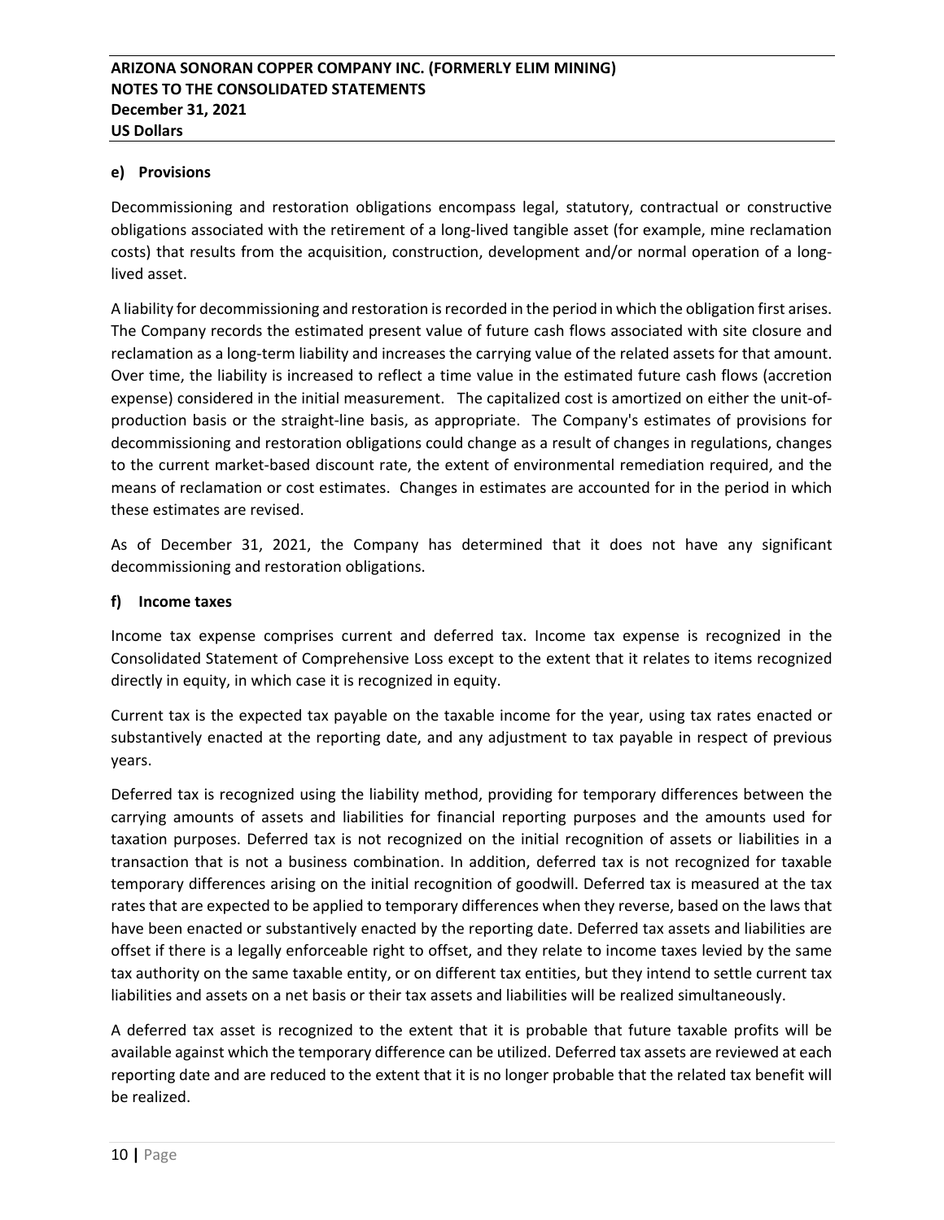#### e) Provisions

Decommissioning and restoration obligations encompass legal, statutory, contractual or constructive obligations associated with the retirement of a long-lived tangible asset (for example, mine reclamation costs) that results from the acquisition, construction, development and/or normal operation of a long-lived asset.

A liability for decommissioning and restoration is recorded in the period in which the obligation first arises. The Company records the estimated present value of future cash flows associated with site closure and reclamation as a long-term liability and increases the carrying value of the related assets for that amount. Over time, the liability is increased to reflect a time value in the estimated future cash flows (accretion expense) considered in the initial measurement. The capitalized cost is amortized on either the unit-of-production basis or the straight-line basis, as appropriate. The Company's estimates of provisions for decommissioning and restoration obligations could change as a result of changes in regulations, changes to the current market-based discount rate, the extent of environmental remediation required, and the means of reclamation or cost estimates. Changes in estimates are accounted for in the period in which these estimates are revised.

As of December 31, 2021, the Company has determined that it does not have any significant decommissioning and restoration obligations.

#### f) Income taxes

Income tax expense comprises current and deferred tax. Income tax expense is recognized in the Consolidated Statement of Comprehensive Loss except to the extent that it relates to items recognized directly in equity, in which case it is recognized in equity.

Current tax is the expected tax payable on the taxable income for the year, using tax rates enacted or substantively enacted at the reporting date, and any adjustment to tax payable in respect of previous years.

Deferred tax is recognized using the liability method, providing for temporary differences between the carrying amounts of assets and liabilities for financial reporting purposes and the amounts used for taxation purposes. Deferred tax is not recognized on the initial recognition of assets or liabilities in a transaction that is not a business combination. In addition, deferred tax is not recognized for taxable temporary differences arising on the initial recognition of goodwill. Deferred tax is measured at the tax rates that are expected to be applied to temporary differences when they reverse, based on the laws that have been enacted or substantively enacted by the reporting date. Deferred tax assets and liabilities are offset if there is a legally enforceable right to offset, and they relate to income taxes levied by the same tax authority on the same taxable entity, or on different tax entities, but they intend to settle current tax liabilities and assets on a net basis or their tax assets and liabilities will be realized simultaneously.

A deferred tax asset is recognized to the extent that it is probable that future taxable profits will be available against which the temporary difference can be utilized. Deferred tax assets are reviewed at each reporting date and are reduced to the extent that it is no longer probable that the related tax benefit will be realized.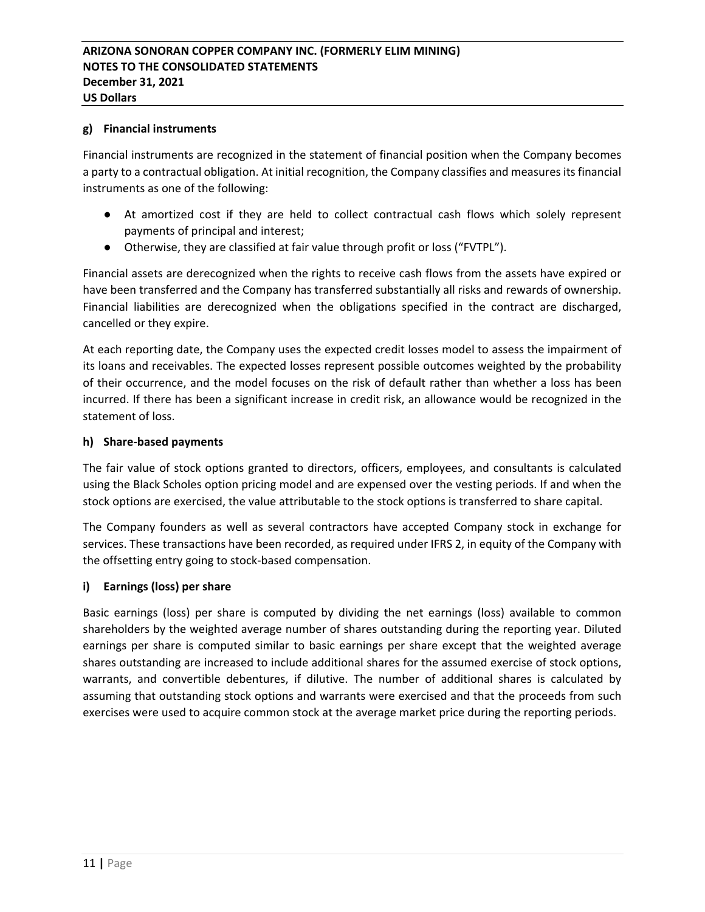### g) Financial instruments

Financial instruments are recognized in the statement of financial position when the Company becomes a party to a contractual obligation. At initial recognition, the Company classifies and measures its financial instruments as one of the following:

- At amortized cost if they are held to collect contractual cash flows which solely represent payments of principal and interest;
- Otherwise, they are classified at fair value through profit or loss ("FVTPL").

Financial assets are derecognized when the rights to receive cash flows from the assets have expired or have been transferred and the Company has transferred substantially all risks and rewards of ownership. Financial liabilities are derecognized when the obligations specified in the contract are discharged, cancelled or they expire.

At each reporting date, the Company uses the expected credit losses model to assess the impairment of its loans and receivables. The expected losses represent possible outcomes weighted by the probability of their occurrence, and the model focuses on the risk of default rather than whether a loss has been incurred. If there has been a significant increase in credit risk, an allowance would be recognized in the statement of loss.

### h) Share-based payments

The fair value of stock options granted to directors, officers, employees, and consultants is calculated using the Black Scholes option pricing model and are expensed over the vesting periods. If and when the stock options are exercised, the value attributable to the stock options is transferred to share capital.

The Company founders as well as several contractors have accepted Company stock in exchange for services. These transactions have been recorded, as required under IFRS 2, in equity of the Company with the offsetting entry going to stock-based compensation.

### i) Earnings (loss) per share

Basic earnings (loss) per share is computed by dividing the net earnings (loss) available to common shareholders by the weighted average number of shares outstanding during the reporting year. Diluted earnings per share is computed similar to basic earnings per share except that the weighted average shares outstanding are increased to include additional shares for the assumed exercise of stock options, warrants, and convertible debentures, if dilutive. The number of additional shares is calculated by assuming that outstanding stock options and warrants were exercised and that the proceeds from such exercises were used to acquire common stock at the average market price during the reporting periods.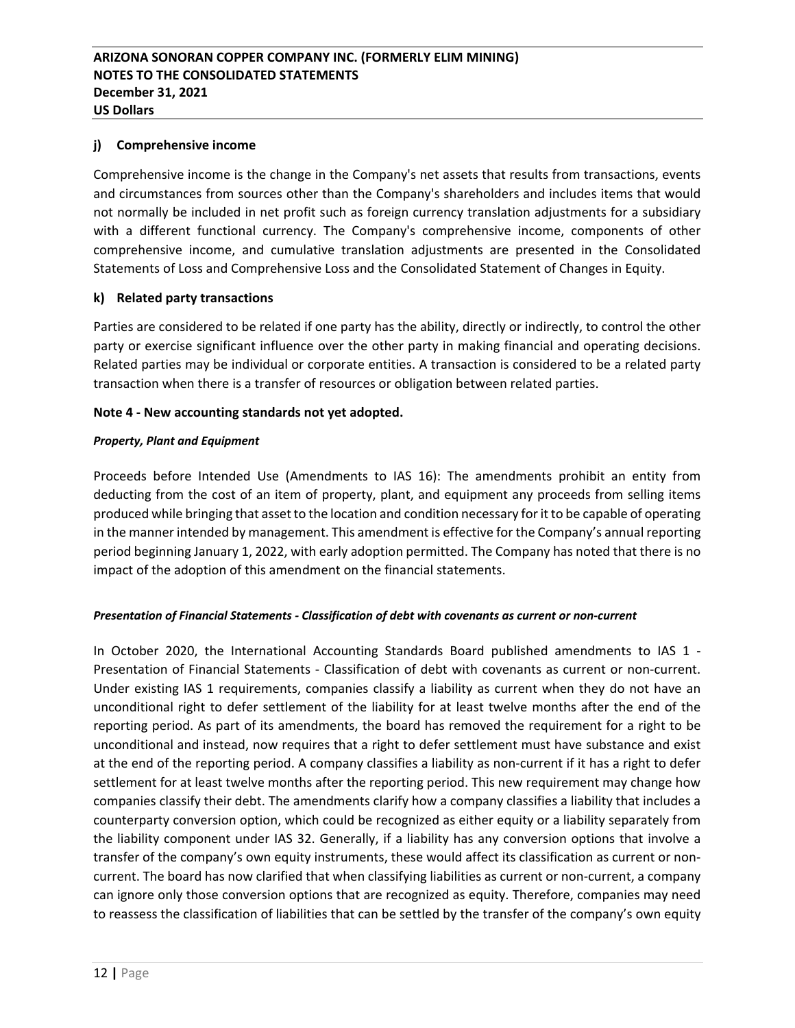### j) Comprehensive income

Comprehensive income is the change in the Company's net assets that results from transactions, events and circumstances from sources other than the Company's shareholders and includes items that would not normally be included in net profit such as foreign currency translation adjustments for a subsidiary with a different functional currency. The Company's comprehensive income, components of other comprehensive income, and cumulative translation adjustments are presented in the Consolidated Statements of Loss and Comprehensive Loss and the Consolidated Statement of Changes in Equity.

### k) Related party transactions

Parties are considered to be related if one party has the ability, directly or indirectly, to control the other party or exercise significant influence over the other party in making financial and operating decisions. Related parties may be individual or corporate entities. A transaction is considered to be a related party transaction when there is a transfer of resources or obligation between related parties.

## Note 4 - New accounting standards not yet adopted.

***Property, Plant and Equipment***

Proceeds before Intended Use (Amendments to IAS 16): The amendments prohibit an entity from deducting from the cost of an item of property, plant, and equipment any proceeds from selling items produced while bringing that asset to the location and condition necessary for it to be capable of operating in the manner intended by management. This amendment is effective for the Company's annual reporting period beginning January 1, 2022, with early adoption permitted. The Company has noted that there is no impact of the adoption of this amendment on the financial statements.

***Presentation of Financial Statements - Classification of debt with covenants as current or non-current***

In October 2020, the International Accounting Standards Board published amendments to IAS 1 - Presentation of Financial Statements - Classification of debt with covenants as current or non-current. Under existing IAS 1 requirements, companies classify a liability as current when they do not have an unconditional right to defer settlement of the liability for at least twelve months after the end of the reporting period. As part of its amendments, the board has removed the requirement for a right to be unconditional and instead, now requires that a right to defer settlement must have substance and exist at the end of the reporting period. A company classifies a liability as non-current if it has a right to defer settlement for at least twelve months after the reporting period. This new requirement may change how companies classify their debt. The amendments clarify how a company classifies a liability that includes a counterparty conversion option, which could be recognized as either equity or a liability separately from the liability component under IAS 32. Generally, if a liability has any conversion options that involve a transfer of the company's own equity instruments, these would affect its classification as current or non-current. The board has now clarified that when classifying liabilities as current or non-current, a company can ignore only those conversion options that are recognized as equity. Therefore, companies may need to reassess the classification of liabilities that can be settled by the transfer of the company's own equity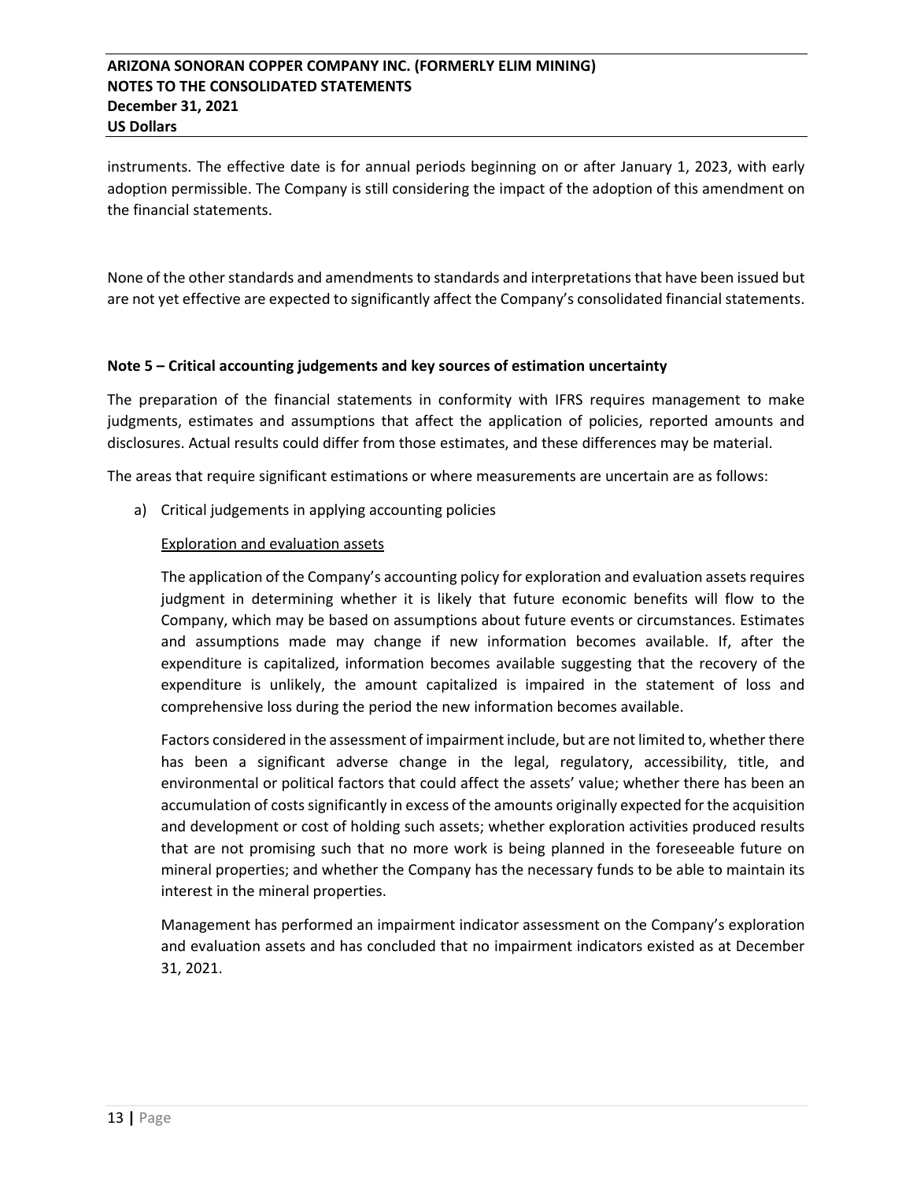instruments. The effective date is for annual periods beginning on or after January 1, 2023, with early adoption permissible. The Company is still considering the impact of the adoption of this amendment on the financial statements.

None of the other standards and amendments to standards and interpretations that have been issued but are not yet effective are expected to significantly affect the Company's consolidated financial statements.

**Note 5 – Critical accounting judgements and key sources of estimation uncertainty**

The preparation of the financial statements in conformity with IFRS requires management to make judgments, estimates and assumptions that affect the application of policies, reported amounts and disclosures. Actual results could differ from those estimates, and these differences may be material.

The areas that require significant estimations or where measurements are uncertain are as follows:

a) Critical judgements in applying accounting policies

<u>Exploration and evaluation assets</u>

The application of the Company's accounting policy for exploration and evaluation assets requires judgment in determining whether it is likely that future economic benefits will flow to the Company, which may be based on assumptions about future events or circumstances. Estimates and assumptions made may change if new information becomes available. If, after the expenditure is capitalized, information becomes available suggesting that the recovery of the expenditure is unlikely, the amount capitalized is impaired in the statement of loss and comprehensive loss during the period the new information becomes available.

Factors considered in the assessment of impairment include, but are not limited to, whether there has been a significant adverse change in the legal, regulatory, accessibility, title, and environmental or political factors that could affect the assets' value; whether there has been an accumulation of costs significantly in excess of the amounts originally expected for the acquisition and development or cost of holding such assets; whether exploration activities produced results that are not promising such that no more work is being planned in the foreseeable future on mineral properties; and whether the Company has the necessary funds to be able to maintain its interest in the mineral properties.

Management has performed an impairment indicator assessment on the Company's exploration and evaluation assets and has concluded that no impairment indicators existed as at December 31, 2021.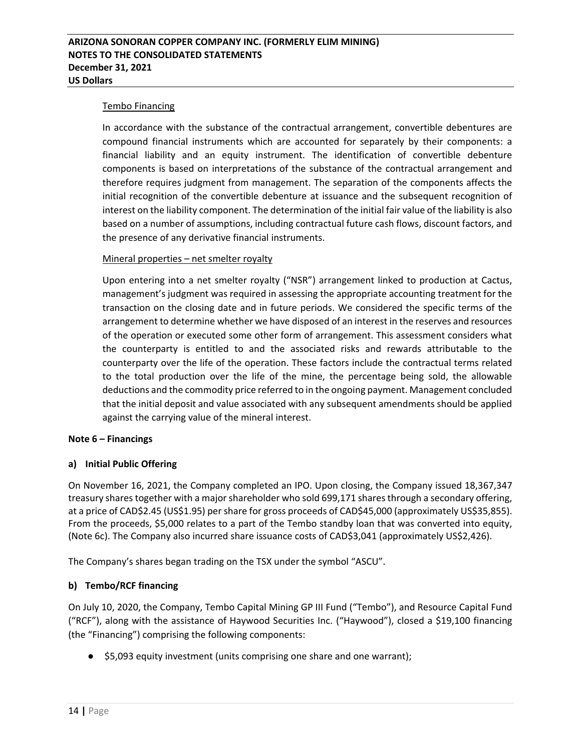Tembo Financing

In accordance with the substance of the contractual arrangement, convertible debentures are compound financial instruments which are accounted for separately by their components: a financial liability and an equity instrument. The identification of convertible debenture components is based on interpretations of the substance of the contractual arrangement and therefore requires judgment from management. The separation of the components affects the initial recognition of the convertible debenture at issuance and the subsequent recognition of interest on the liability component. The determination of the initial fair value of the liability is also based on a number of assumptions, including contractual future cash flows, discount factors, and the presence of any derivative financial instruments.

Mineral properties – net smelter royalty

Upon entering into a net smelter royalty ("NSR") arrangement linked to production at Cactus, management's judgment was required in assessing the appropriate accounting treatment for the transaction on the closing date and in future periods. We considered the specific terms of the arrangement to determine whether we have disposed of an interest in the reserves and resources of the operation or executed some other form of arrangement. This assessment considers what the counterparty is entitled to and the associated risks and rewards attributable to the counterparty over the life of the operation. These factors include the contractual terms related to the total production over the life of the mine, the percentage being sold, the allowable deductions and the commodity price referred to in the ongoing payment. Management concluded that the initial deposit and value associated with any subsequent amendments should be applied against the carrying value of the mineral interest.

## Note 6 – Financings

### a) Initial Public Offering

On November 16, 2021, the Company completed an IPO. Upon closing, the Company issued 18,367,347 treasury shares together with a major shareholder who sold 699,171 shares through a secondary offering, at a price of CAD$2.45 (US$1.95) per share for gross proceeds of CAD$45,000 (approximately US$35,855). From the proceeds, $5,000 relates to a part of the Tembo standby loan that was converted into equity, (Note 6c). The Company also incurred share issuance costs of CAD$3,041 (approximately US$2,426).

The Company's shares began trading on the TSX under the symbol "ASCU".

### b) Tembo/RCF financing

On July 10, 2020, the Company, Tembo Capital Mining GP III Fund ("Tembo"), and Resource Capital Fund ("RCF"), along with the assistance of Haywood Securities Inc. ("Haywood"), closed a $19,100 financing (the "Financing") comprising the following components:

- $5,093 equity investment (units comprising one share and one warrant);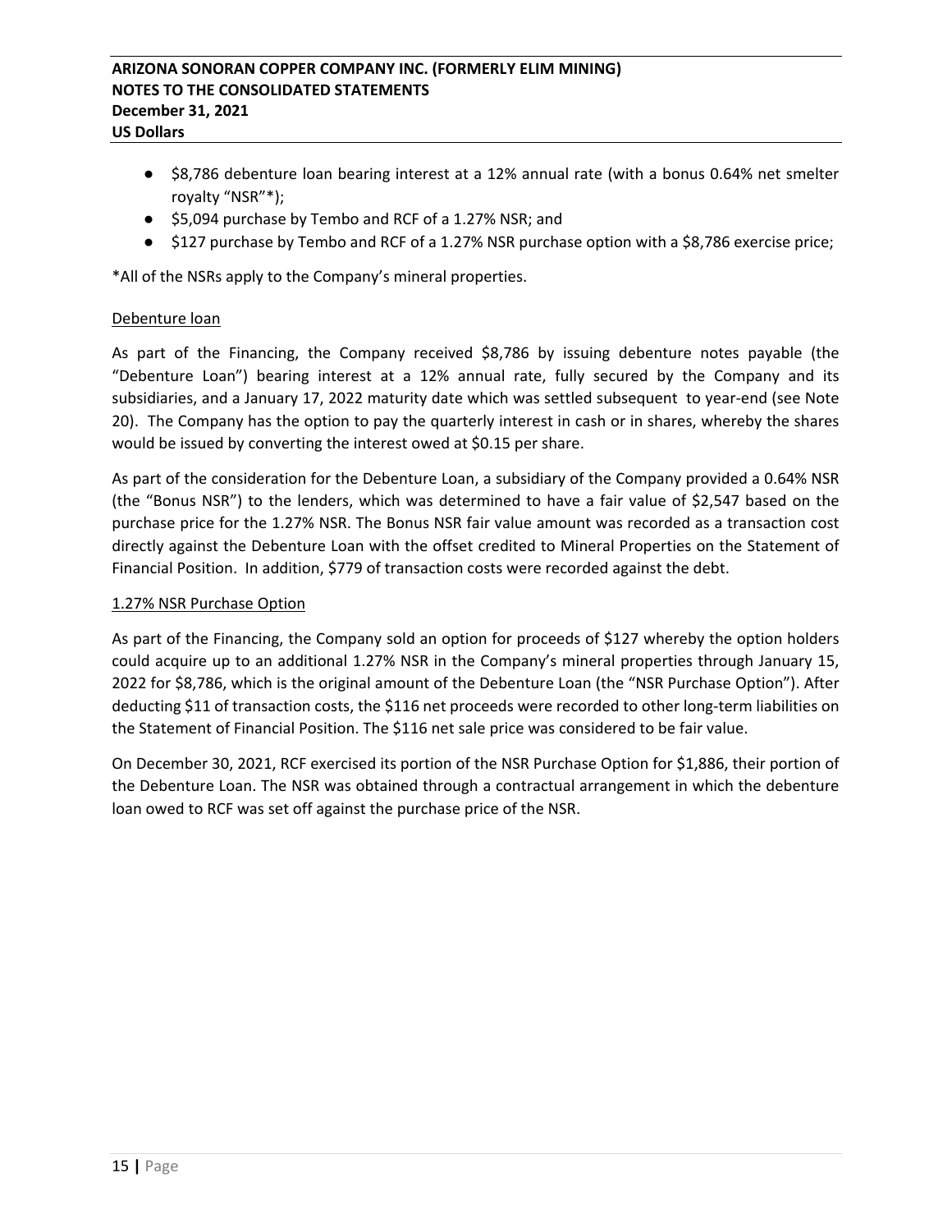- \$8,786 debenture loan bearing interest at a 12% annual rate (with a bonus 0.64% net smelter royalty "NSR"*);
- \$5,094 purchase by Tembo and RCF of a 1.27% NSR; and
- \$127 purchase by Tembo and RCF of a 1.27% NSR purchase option with a \$8,786 exercise price;

*All of the NSRs apply to the Company's mineral properties.

<u>Debenture loan</u>

As part of the Financing, the Company received \$8,786 by issuing debenture notes payable (the "Debenture Loan") bearing interest at a 12% annual rate, fully secured by the Company and its subsidiaries, and a January 17, 2022 maturity date which was settled subsequent to year-end (see Note 20). The Company has the option to pay the quarterly interest in cash or in shares, whereby the shares would be issued by converting the interest owed at \$0.15 per share.

As part of the consideration for the Debenture Loan, a subsidiary of the Company provided a 0.64% NSR (the "Bonus NSR") to the lenders, which was determined to have a fair value of \$2,547 based on the purchase price for the 1.27% NSR. The Bonus NSR fair value amount was recorded as a transaction cost directly against the Debenture Loan with the offset credited to Mineral Properties on the Statement of Financial Position. In addition, \$779 of transaction costs were recorded against the debt.

<u>1.27% NSR Purchase Option</u>

As part of the Financing, the Company sold an option for proceeds of \$127 whereby the option holders could acquire up to an additional 1.27% NSR in the Company's mineral properties through January 15, 2022 for \$8,786, which is the original amount of the Debenture Loan (the "NSR Purchase Option"). After deducting \$11 of transaction costs, the \$116 net proceeds were recorded to other long-term liabilities on the Statement of Financial Position. The \$116 net sale price was considered to be fair value.

On December 30, 2021, RCF exercised its portion of the NSR Purchase Option for \$1,886, their portion of the Debenture Loan. The NSR was obtained through a contractual arrangement in which the debenture loan owed to RCF was set off against the purchase price of the NSR.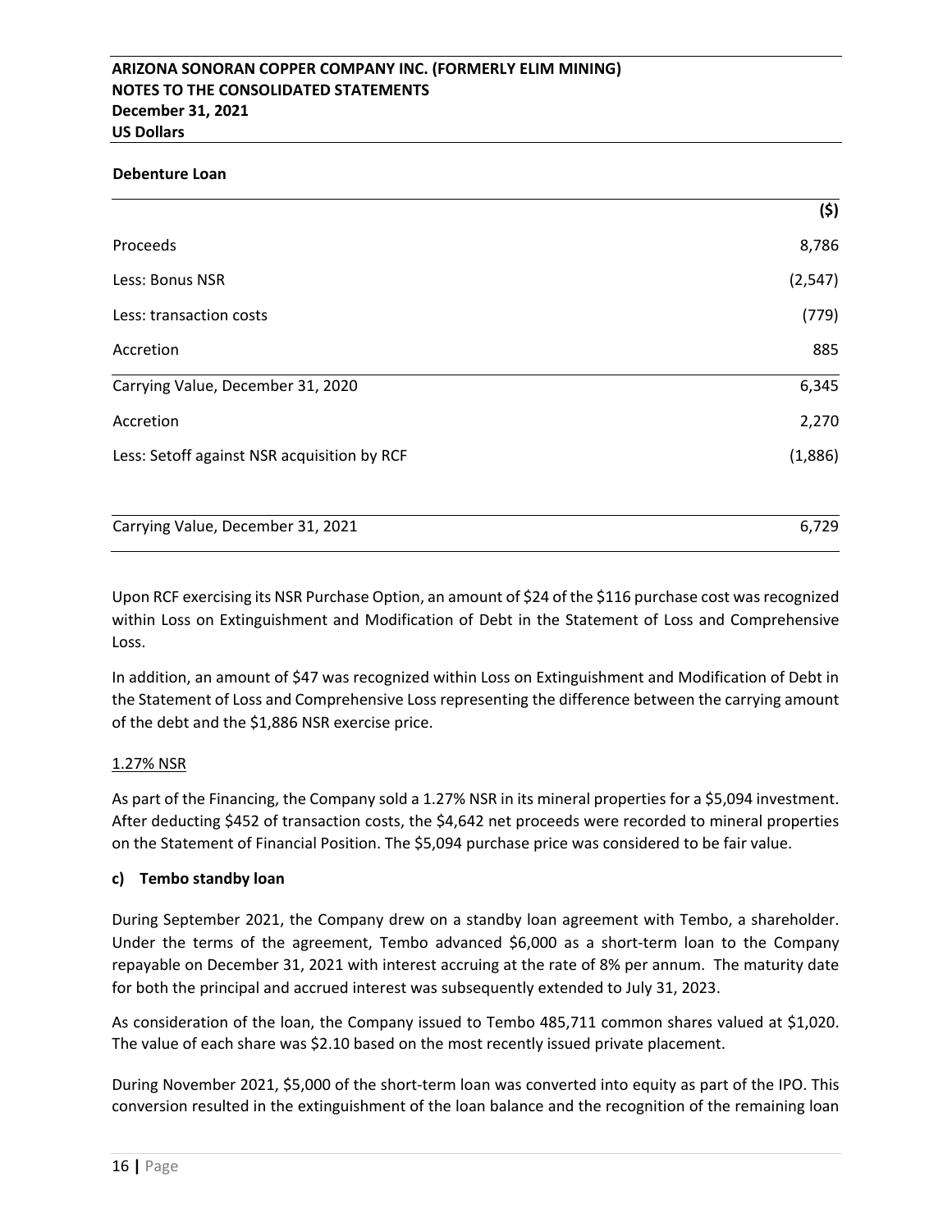**Debenture Loan**

| | ($) |
|---|---|
| Proceeds | 8,786 |
| Less: Bonus NSR | (2,547) |
| Less: transaction costs | (779) |
| Accretion | 885 |
| Carrying Value, December 31, 2020 | 6,345 |
| Accretion | 2,270 |
| Less: Setoff against NSR acquisition by RCF | (1,886) |
| Carrying Value, December 31, 2021 | 6,729 |

Upon RCF exercising its NSR Purchase Option, an amount of $24 of the $116 purchase cost was recognized within Loss on Extinguishment and Modification of Debt in the Statement of Loss and Comprehensive Loss.

In addition, an amount of $47 was recognized within Loss on Extinguishment and Modification of Debt in the Statement of Loss and Comprehensive Loss representing the difference between the carrying amount of the debt and the $1,886 NSR exercise price.

1.27% NSR

As part of the Financing, the Company sold a 1.27% NSR in its mineral properties for a $5,094 investment. After deducting $452 of transaction costs, the $4,642 net proceeds were recorded to mineral properties on the Statement of Financial Position. The $5,094 purchase price was considered to be fair value.

**c) Tembo standby loan**

During September 2021, the Company drew on a standby loan agreement with Tembo, a shareholder. Under the terms of the agreement, Tembo advanced $6,000 as a short-term loan to the Company repayable on December 31, 2021 with interest accruing at the rate of 8% per annum. The maturity date for both the principal and accrued interest was subsequently extended to July 31, 2023.

As consideration of the loan, the Company issued to Tembo 485,711 common shares valued at $1,020. The value of each share was $2.10 based on the most recently issued private placement.

During November 2021, $5,000 of the short-term loan was converted into equity as part of the IPO. This conversion resulted in the extinguishment of the loan balance and the recognition of the remaining loan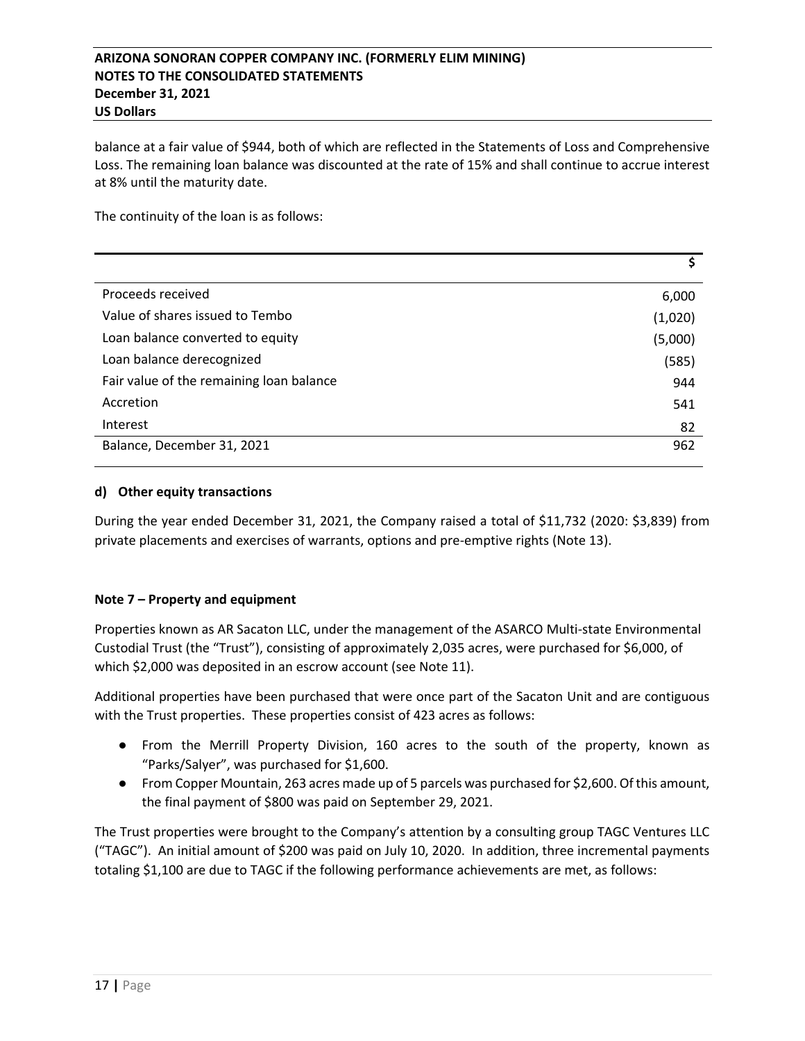balance at a fair value of $944, both of which are reflected in the Statements of Loss and Comprehensive Loss. The remaining loan balance was discounted at the rate of 15% and shall continue to accrue interest at 8% until the maturity date.

The continuity of the loan is as follows:

| | $ |
|---|---|
| Proceeds received | 6,000 |
| Value of shares issued to Tembo | (1,020) |
| Loan balance converted to equity | (5,000) |
| Loan balance derecognized | (585) |
| Fair value of the remaining loan balance | 944 |
| Accretion | 541 |
| Interest | 82 |
| Balance, December 31, 2021 | 962 |

**d) Other equity transactions**

During the year ended December 31, 2021, the Company raised a total of $11,732 (2020: $3,839) from private placements and exercises of warrants, options and pre-emptive rights (Note 13).

**Note 7 – Property and equipment**

Properties known as AR Sacaton LLC, under the management of the ASARCO Multi-state Environmental Custodial Trust (the "Trust"), consisting of approximately 2,035 acres, were purchased for $6,000, of which $2,000 was deposited in an escrow account (see Note 11).

Additional properties have been purchased that were once part of the Sacaton Unit and are contiguous with the Trust properties. These properties consist of 423 acres as follows:

- From the Merrill Property Division, 160 acres to the south of the property, known as "Parks/Salyer", was purchased for $1,600.
- From Copper Mountain, 263 acres made up of 5 parcels was purchased for $2,600. Of this amount, the final payment of $800 was paid on September 29, 2021.

The Trust properties were brought to the Company's attention by a consulting group TAGC Ventures LLC ("TAGC"). An initial amount of $200 was paid on July 10, 2020. In addition, three incremental payments totaling $1,100 are due to TAGC if the following performance achievements are met, as follows: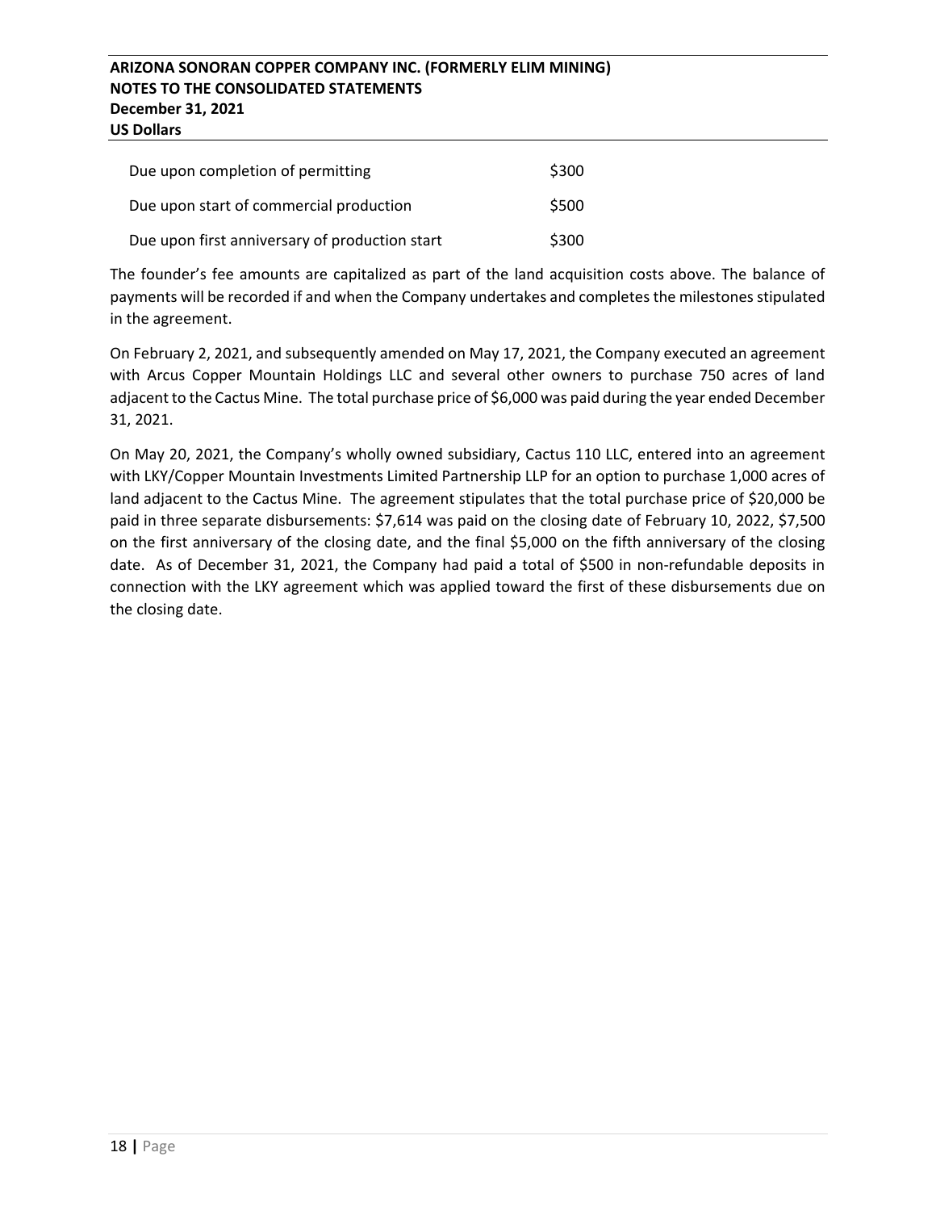| | |
|---|---|
| Due upon completion of permitting | $300 |
| Due upon start of commercial production | $500 |
| Due upon first anniversary of production start | $300 |

The founder's fee amounts are capitalized as part of the land acquisition costs above. The balance of payments will be recorded if and when the Company undertakes and completes the milestones stipulated in the agreement.

On February 2, 2021, and subsequently amended on May 17, 2021, the Company executed an agreement with Arcus Copper Mountain Holdings LLC and several other owners to purchase 750 acres of land adjacent to the Cactus Mine. The total purchase price of $6,000 was paid during the year ended December 31, 2021.

On May 20, 2021, the Company's wholly owned subsidiary, Cactus 110 LLC, entered into an agreement with LKY/Copper Mountain Investments Limited Partnership LLP for an option to purchase 1,000 acres of land adjacent to the Cactus Mine. The agreement stipulates that the total purchase price of $20,000 be paid in three separate disbursements: $7,614 was paid on the closing date of February 10, 2022, $7,500 on the first anniversary of the closing date, and the final $5,000 on the fifth anniversary of the closing date. As of December 31, 2021, the Company had paid a total of $500 in non-refundable deposits in connection with the LKY agreement which was applied toward the first of these disbursements due on the closing date.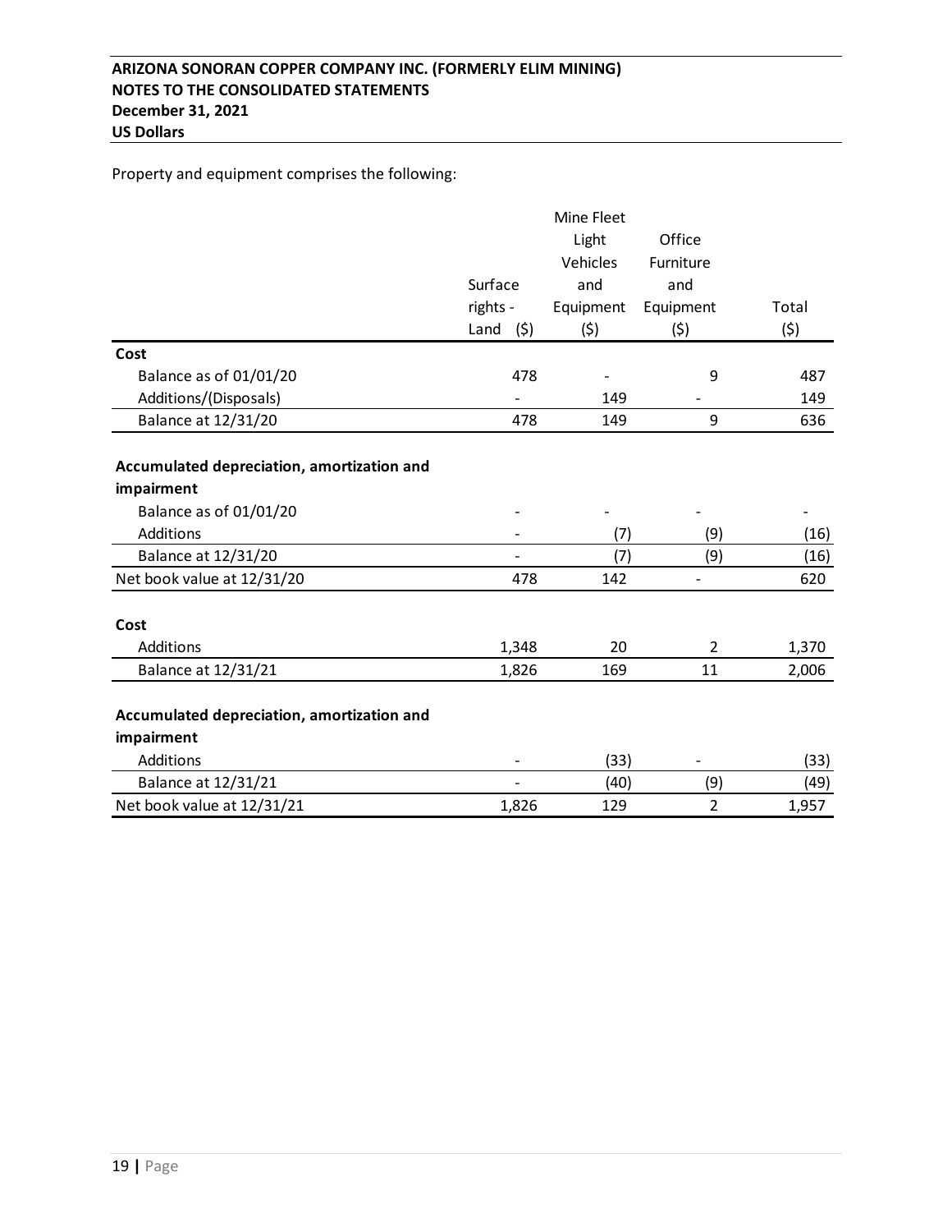Property and equipment comprises the following:

| | Surface rights - Land ($) | Mine Fleet Light Vehicles and Equipment ($) | Office Furniture and Equipment ($) | Total ($) |
|---|---|---|---|---|
| **Cost** | | | | |
| Balance as of 01/01/20 | 478 | - | 9 | 487 |
| Additions/(Disposals) | - | 149 | - | 149 |
| Balance at 12/31/20 | 478 | 149 | 9 | 636 |
| **Accumulated depreciation, amortization and impairment** | | | | |
| Balance as of 01/01/20 | - | - | - | - |
| Additions | - | (7) | (9) | (16) |
| Balance at 12/31/20 | - | (7) | (9) | (16) |
| Net book value at 12/31/20 | 478 | 142 | - | 620 |
| **Cost** | | | | |
| Additions | 1,348 | 20 | 2 | 1,370 |
| Balance at 12/31/21 | 1,826 | 169 | 11 | 2,006 |
| **Accumulated depreciation, amortization and impairment** | | | | |
| Additions | - | (33) | - | (33) |
| Balance at 12/31/21 | - | (40) | (9) | (49) |
| Net book value at 12/31/21 | 1,826 | 129 | 2 | 1,957 |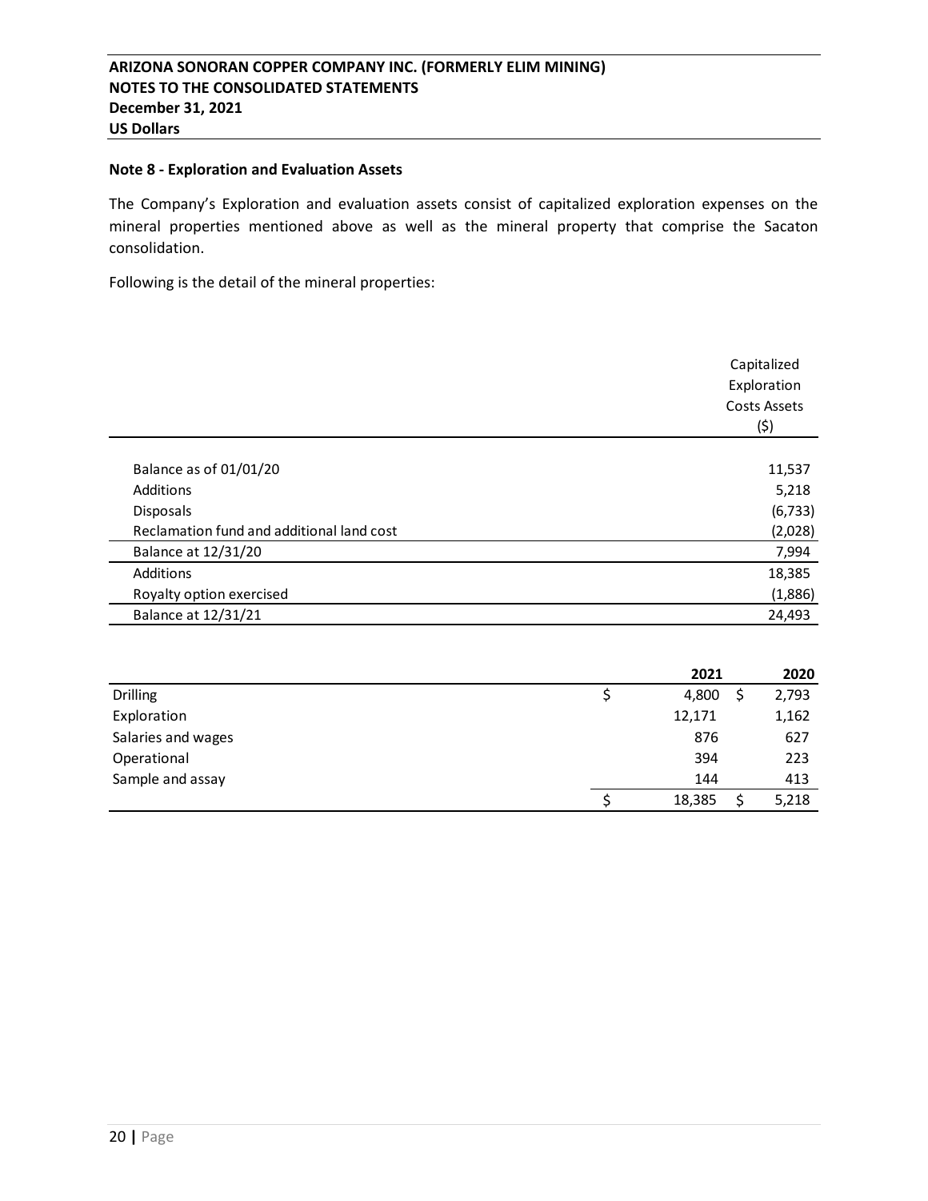## Note 8 - Exploration and Evaluation Assets

The Company's Exploration and evaluation assets consist of capitalized exploration expenses on the mineral properties mentioned above as well as the mineral property that comprise the Sacaton consolidation.

Following is the detail of the mineral properties:

| | Capitalized Exploration Costs Assets ($) |
|---|---|
| Balance as of 01/01/20 | 11,537 |
| Additions | 5,218 |
| Disposals | (6,733) |
| Reclamation fund and additional land cost | (2,028) |
| Balance at 12/31/20 | 7,994 |
| Additions | 18,385 |
| Royalty option exercised | (1,886) |
| Balance at 12/31/21 | 24,493 |

| | 2021 | 2020 |
|---|---|---|
| Drilling | $ 4,800 | $ 2,793 |
| Exploration | 12,171 | 1,162 |
| Salaries and wages | 876 | 627 |
| Operational | 394 | 223 |
| Sample and assay | 144 | 413 |
| | $ 18,385 | $ 5,218 |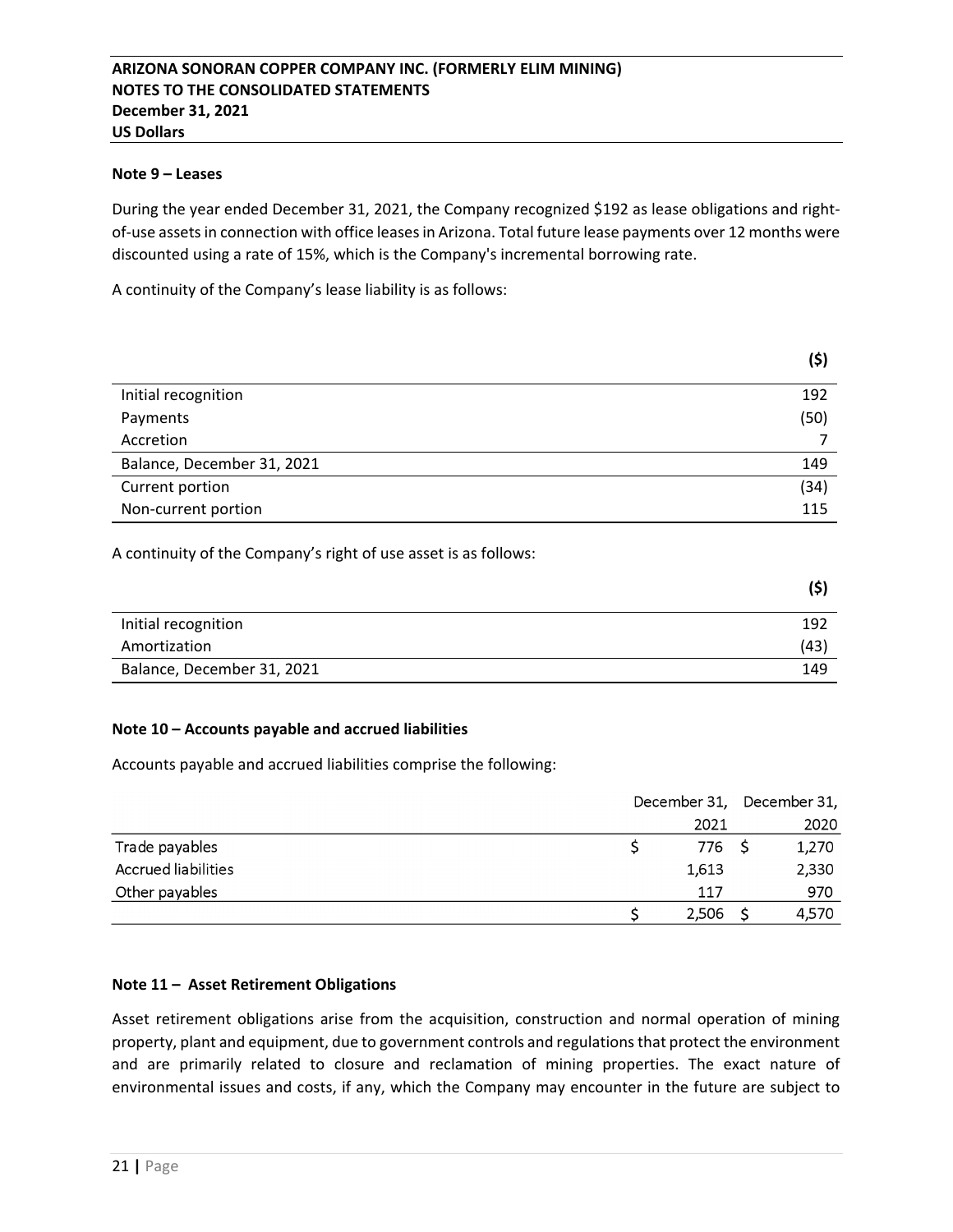## Note 9 – Leases

During the year ended December 31, 2021, the Company recognized $192 as lease obligations and right-of-use assets in connection with office leases in Arizona. Total future lease payments over 12 months were discounted using a rate of 15%, which is the Company's incremental borrowing rate.

A continuity of the Company's lease liability is as follows:

| | ($) |
|---|---|
| Initial recognition | 192 |
| Payments | (50) |
| Accretion | 7 |
| Balance, December 31, 2021 | 149 |
| Current portion | (34) |
| Non-current portion | 115 |

A continuity of the Company's right of use asset is as follows:

| | ($) |
|---|---|
| Initial recognition | 192 |
| Amortization | (43) |
| Balance, December 31, 2021 | 149 |

## Note 10 – Accounts payable and accrued liabilities

Accounts payable and accrued liabilities comprise the following:

| | December 31, 2021 | December 31, 2020 |
|---|---|---|
| Trade payables | $ 776 | $ 1,270 |
| Accrued liabilities | 1,613 | 2,330 |
| Other payables | 117 | 970 |
| | $ 2,506 | $ 4,570 |

## Note 11 – Asset Retirement Obligations

Asset retirement obligations arise from the acquisition, construction and normal operation of mining property, plant and equipment, due to government controls and regulations that protect the environment and are primarily related to closure and reclamation of mining properties. The exact nature of environmental issues and costs, if any, which the Company may encounter in the future are subject to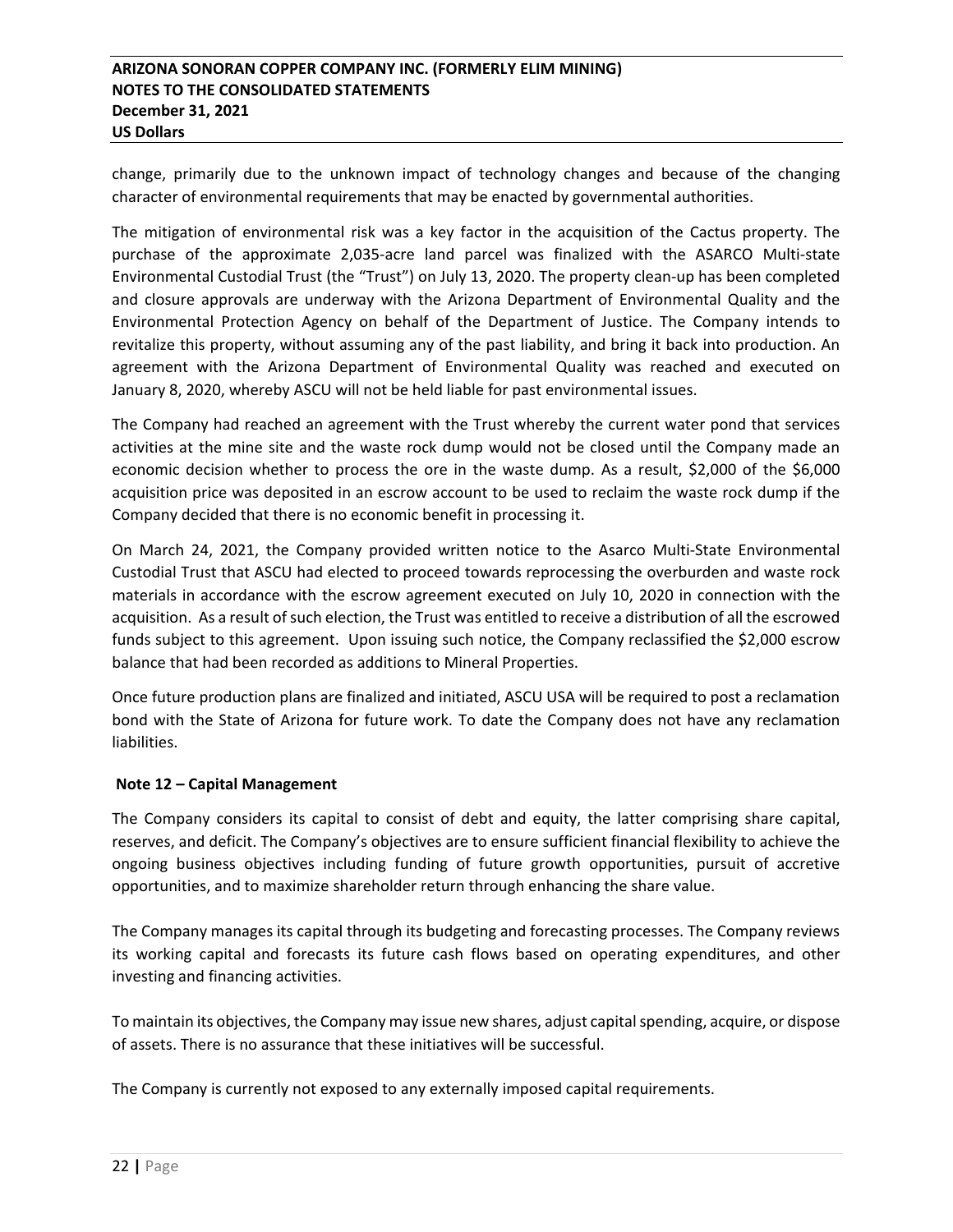change, primarily due to the unknown impact of technology changes and because of the changing character of environmental requirements that may be enacted by governmental authorities.

The mitigation of environmental risk was a key factor in the acquisition of the Cactus property. The purchase of the approximate 2,035-acre land parcel was finalized with the ASARCO Multi-state Environmental Custodial Trust (the "Trust") on July 13, 2020. The property clean-up has been completed and closure approvals are underway with the Arizona Department of Environmental Quality and the Environmental Protection Agency on behalf of the Department of Justice. The Company intends to revitalize this property, without assuming any of the past liability, and bring it back into production. An agreement with the Arizona Department of Environmental Quality was reached and executed on January 8, 2020, whereby ASCU will not be held liable for past environmental issues.

The Company had reached an agreement with the Trust whereby the current water pond that services activities at the mine site and the waste rock dump would not be closed until the Company made an economic decision whether to process the ore in the waste dump. As a result, $2,000 of the $6,000 acquisition price was deposited in an escrow account to be used to reclaim the waste rock dump if the Company decided that there is no economic benefit in processing it.

On March 24, 2021, the Company provided written notice to the Asarco Multi-State Environmental Custodial Trust that ASCU had elected to proceed towards reprocessing the overburden and waste rock materials in accordance with the escrow agreement executed on July 10, 2020 in connection with the acquisition. As a result of such election, the Trust was entitled to receive a distribution of all the escrowed funds subject to this agreement. Upon issuing such notice, the Company reclassified the $2,000 escrow balance that had been recorded as additions to Mineral Properties.

Once future production plans are finalized and initiated, ASCU USA will be required to post a reclamation bond with the State of Arizona for future work. To date the Company does not have any reclamation liabilities.

## Note 12 – Capital Management

The Company considers its capital to consist of debt and equity, the latter comprising share capital, reserves, and deficit. The Company's objectives are to ensure sufficient financial flexibility to achieve the ongoing business objectives including funding of future growth opportunities, pursuit of accretive opportunities, and to maximize shareholder return through enhancing the share value.

The Company manages its capital through its budgeting and forecasting processes. The Company reviews its working capital and forecasts its future cash flows based on operating expenditures, and other investing and financing activities.

To maintain its objectives, the Company may issue new shares, adjust capital spending, acquire, or dispose of assets. There is no assurance that these initiatives will be successful.

The Company is currently not exposed to any externally imposed capital requirements.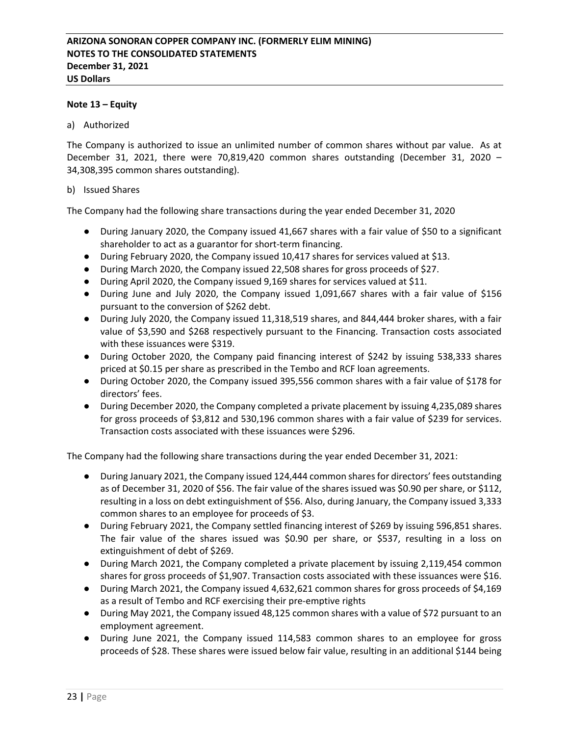### Note 13 – Equity

a) Authorized

The Company is authorized to issue an unlimited number of common shares without par value. As at December 31, 2021, there were 70,819,420 common shares outstanding (December 31, 2020 – 34,308,395 common shares outstanding).

b) Issued Shares

The Company had the following share transactions during the year ended December 31, 2020

- During January 2020, the Company issued 41,667 shares with a fair value of $50 to a significant shareholder to act as a guarantor for short-term financing.
- During February 2020, the Company issued 10,417 shares for services valued at $13.
- During March 2020, the Company issued 22,508 shares for gross proceeds of $27.
- During April 2020, the Company issued 9,169 shares for services valued at $11.
- During June and July 2020, the Company issued 1,091,667 shares with a fair value of $156 pursuant to the conversion of $262 debt.
- During July 2020, the Company issued 11,318,519 shares, and 844,444 broker shares, with a fair value of $3,590 and $268 respectively pursuant to the Financing. Transaction costs associated with these issuances were $319.
- During October 2020, the Company paid financing interest of $242 by issuing 538,333 shares priced at $0.15 per share as prescribed in the Tembo and RCF loan agreements.
- During October 2020, the Company issued 395,556 common shares with a fair value of $178 for directors' fees.
- During December 2020, the Company completed a private placement by issuing 4,235,089 shares for gross proceeds of $3,812 and 530,196 common shares with a fair value of $239 for services. Transaction costs associated with these issuances were $296.

The Company had the following share transactions during the year ended December 31, 2021:

- During January 2021, the Company issued 124,444 common shares for directors' fees outstanding as of December 31, 2020 of $56. The fair value of the shares issued was $0.90 per share, or $112, resulting in a loss on debt extinguishment of $56. Also, during January, the Company issued 3,333 common shares to an employee for proceeds of $3.
- During February 2021, the Company settled financing interest of $269 by issuing 596,851 shares. The fair value of the shares issued was $0.90 per share, or $537, resulting in a loss on extinguishment of debt of $269.
- During March 2021, the Company completed a private placement by issuing 2,119,454 common shares for gross proceeds of $1,907. Transaction costs associated with these issuances were $16.
- During March 2021, the Company issued 4,632,621 common shares for gross proceeds of $4,169 as a result of Tembo and RCF exercising their pre-emptive rights
- During May 2021, the Company issued 48,125 common shares with a value of $72 pursuant to an employment agreement.
- During June 2021, the Company issued 114,583 common shares to an employee for gross proceeds of $28. These shares were issued below fair value, resulting in an additional $144 being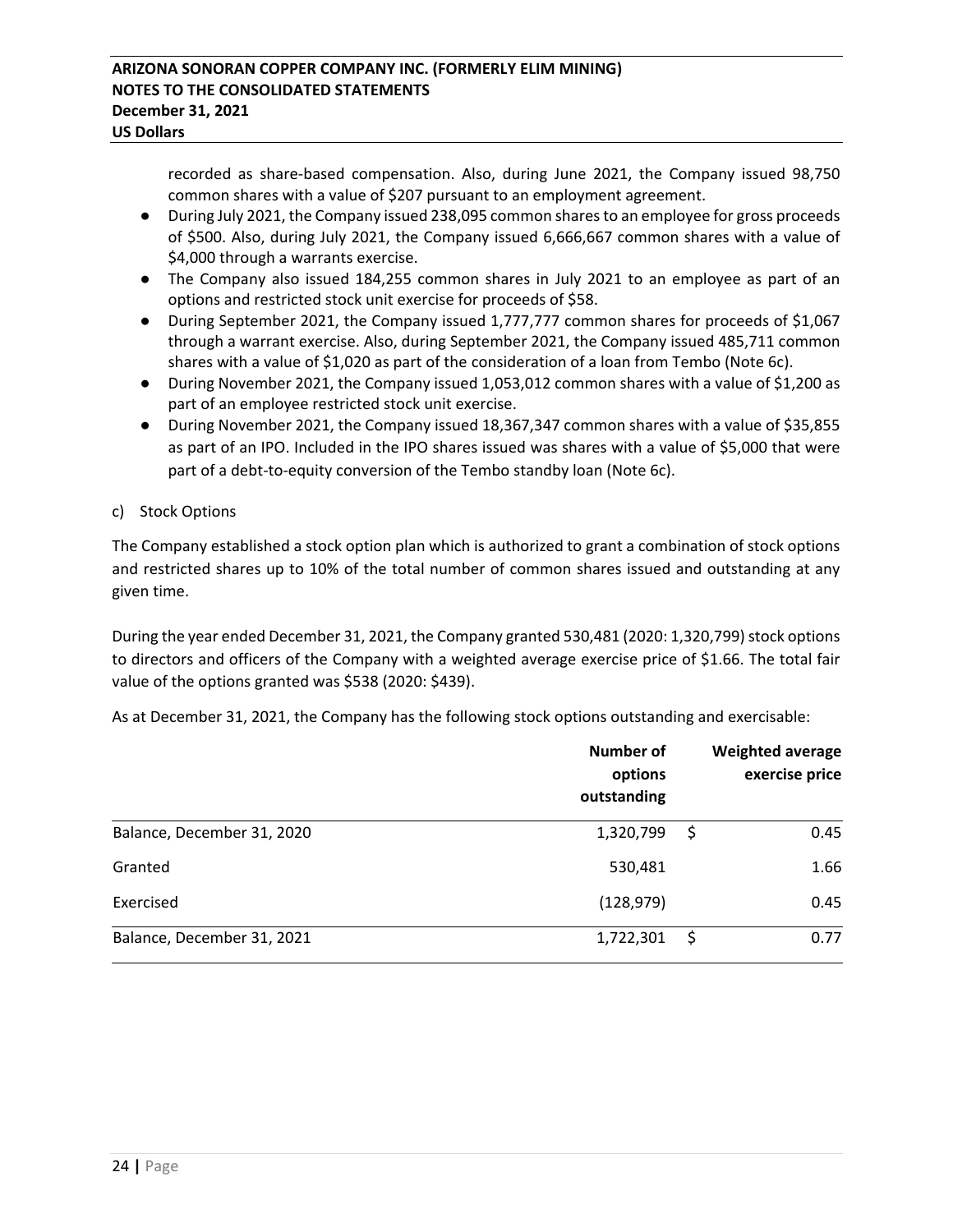recorded as share-based compensation. Also, during June 2021, the Company issued 98,750 common shares with a value of $207 pursuant to an employment agreement.

- During July 2021, the Company issued 238,095 common shares to an employee for gross proceeds of $500. Also, during July 2021, the Company issued 6,666,667 common shares with a value of $4,000 through a warrants exercise.
- The Company also issued 184,255 common shares in July 2021 to an employee as part of an options and restricted stock unit exercise for proceeds of $58.
- During September 2021, the Company issued 1,777,777 common shares for proceeds of $1,067 through a warrant exercise. Also, during September 2021, the Company issued 485,711 common shares with a value of $1,020 as part of the consideration of a loan from Tembo (Note 6c).
- During November 2021, the Company issued 1,053,012 common shares with a value of $1,200 as part of an employee restricted stock unit exercise.
- During November 2021, the Company issued 18,367,347 common shares with a value of $35,855 as part of an IPO. Included in the IPO shares issued was shares with a value of $5,000 that were part of a debt-to-equity conversion of the Tembo standby loan (Note 6c).

c) Stock Options

The Company established a stock option plan which is authorized to grant a combination of stock options and restricted shares up to 10% of the total number of common shares issued and outstanding at any given time.

During the year ended December 31, 2021, the Company granted 530,481 (2020: 1,320,799) stock options to directors and officers of the Company with a weighted average exercise price of $1.66. The total fair value of the options granted was $538 (2020: $439).

As at December 31, 2021, the Company has the following stock options outstanding and exercisable:

| | Number of options outstanding | Weighted average exercise price |
|---|---|---|
| Balance, December 31, 2020 | 1,320,799 | $ 0.45 |
| Granted | 530,481 | 1.66 |
| Exercised | (128,979) | 0.45 |
| Balance, December 31, 2021 | 1,722,301 | $ 0.77 |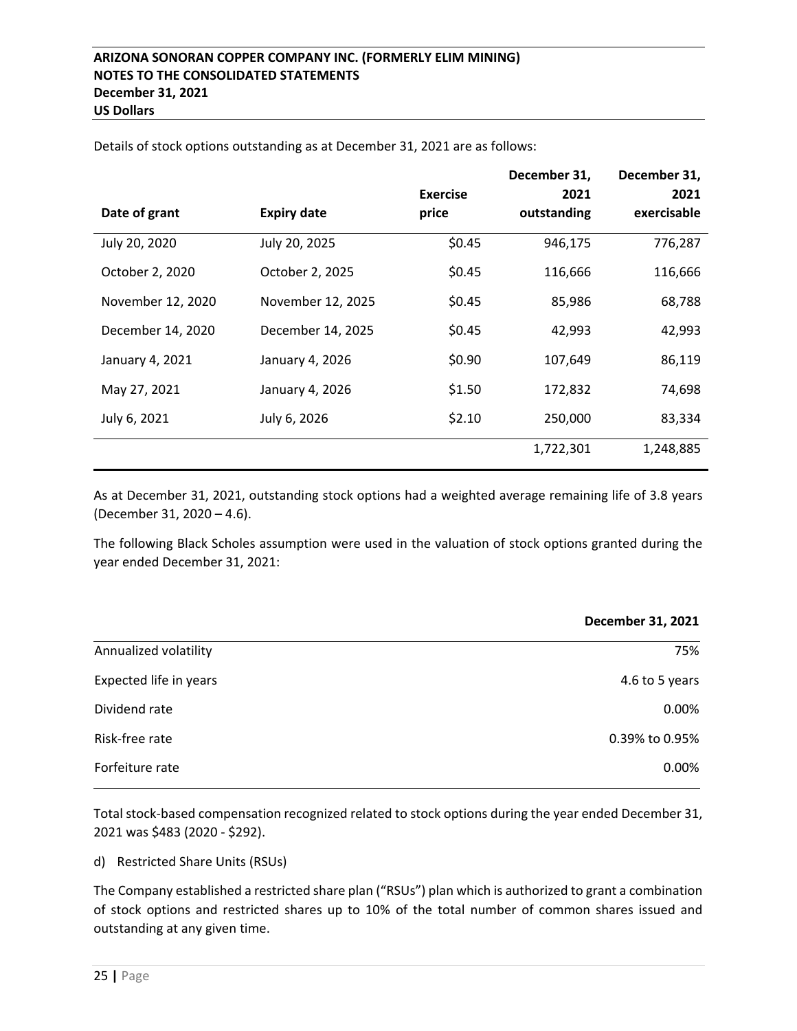Details of stock options outstanding as at December 31, 2021 are as follows:

| Date of grant | Expiry date | Exercise price | December 31, 2021 outstanding | December 31, 2021 exercisable |
|---|---|---|---|---|
| July 20, 2020 | July 20, 2025 | $0.45 | 946,175 | 776,287 |
| October 2, 2020 | October 2, 2025 | $0.45 | 116,666 | 116,666 |
| November 12, 2020 | November 12, 2025 | $0.45 | 85,986 | 68,788 |
| December 14, 2020 | December 14, 2025 | $0.45 | 42,993 | 42,993 |
| January 4, 2021 | January 4, 2026 | $0.90 | 107,649 | 86,119 |
| May 27, 2021 | January 4, 2026 | $1.50 | 172,832 | 74,698 |
| July 6, 2021 | July 6, 2026 | $2.10 | 250,000 | 83,334 |
| | | | 1,722,301 | 1,248,885 |

As at December 31, 2021, outstanding stock options had a weighted average remaining life of 3.8 years (December 31, 2020 – 4.6).

The following Black Scholes assumption were used in the valuation of stock options granted during the year ended December 31, 2021:

| | December 31, 2021 |
|---|---|
| Annualized volatility | 75% |
| Expected life in years | 4.6 to 5 years |
| Dividend rate | 0.00% |
| Risk-free rate | 0.39% to 0.95% |
| Forfeiture rate | 0.00% |

Total stock-based compensation recognized related to stock options during the year ended December 31, 2021 was $483 (2020 - $292).

d) Restricted Share Units (RSUs)

The Company established a restricted share plan ("RSUs") plan which is authorized to grant a combination of stock options and restricted shares up to 10% of the total number of common shares issued and outstanding at any given time.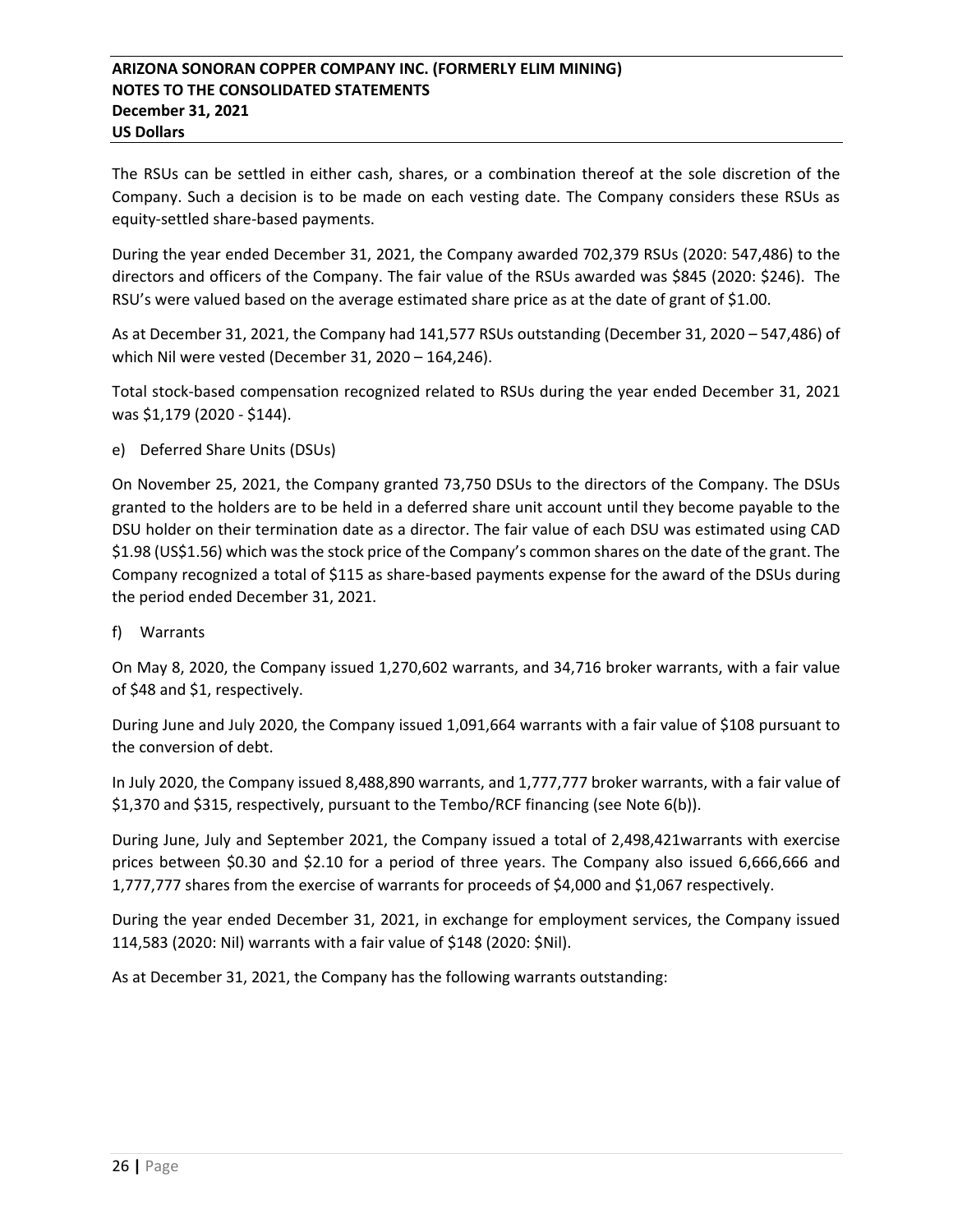The RSUs can be settled in either cash, shares, or a combination thereof at the sole discretion of the Company. Such a decision is to be made on each vesting date. The Company considers these RSUs as equity-settled share-based payments.

During the year ended December 31, 2021, the Company awarded 702,379 RSUs (2020: 547,486) to the directors and officers of the Company. The fair value of the RSUs awarded was $845 (2020: $246). The RSU's were valued based on the average estimated share price as at the date of grant of $1.00.

As at December 31, 2021, the Company had 141,577 RSUs outstanding (December 31, 2020 – 547,486) of which Nil were vested (December 31, 2020 – 164,246).

Total stock-based compensation recognized related to RSUs during the year ended December 31, 2021 was $1,179 (2020 - $144).

e) Deferred Share Units (DSUs)

On November 25, 2021, the Company granted 73,750 DSUs to the directors of the Company. The DSUs granted to the holders are to be held in a deferred share unit account until they become payable to the DSU holder on their termination date as a director. The fair value of each DSU was estimated using CAD $1.98 (US$1.56) which was the stock price of the Company's common shares on the date of the grant. The Company recognized a total of $115 as share-based payments expense for the award of the DSUs during the period ended December 31, 2021.

f) Warrants

On May 8, 2020, the Company issued 1,270,602 warrants, and 34,716 broker warrants, with a fair value of $48 and $1, respectively.

During June and July 2020, the Company issued 1,091,664 warrants with a fair value of $108 pursuant to the conversion of debt.

In July 2020, the Company issued 8,488,890 warrants, and 1,777,777 broker warrants, with a fair value of $1,370 and $315, respectively, pursuant to the Tembo/RCF financing (see Note 6(b)).

During June, July and September 2021, the Company issued a total of 2,498,421warrants with exercise prices between $0.30 and $2.10 for a period of three years. The Company also issued 6,666,666 and 1,777,777 shares from the exercise of warrants for proceeds of $4,000 and $1,067 respectively.

During the year ended December 31, 2021, in exchange for employment services, the Company issued 114,583 (2020: Nil) warrants with a fair value of $148 (2020: $Nil).

As at December 31, 2021, the Company has the following warrants outstanding: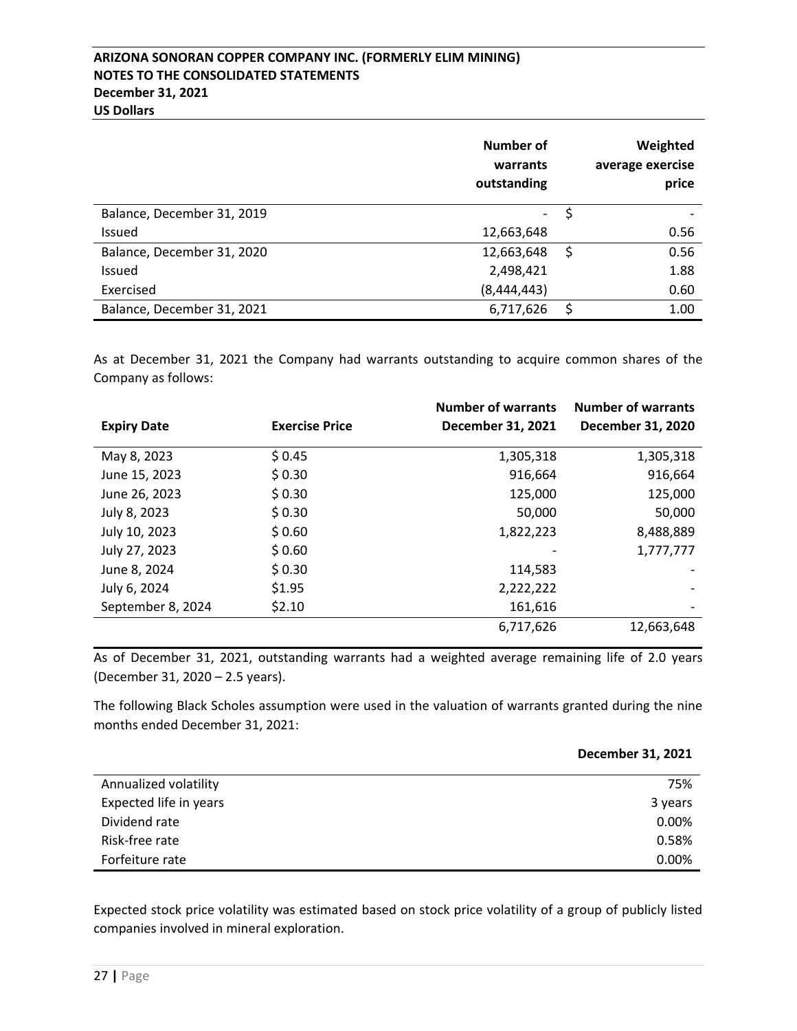| | Number of warrants outstanding | Weighted average exercise price |
|---|---|---|
| Balance, December 31, 2019 | - | $ - |
| Issued | 12,663,648 | 0.56 |
| Balance, December 31, 2020 | 12,663,648 | $ 0.56 |
| Issued | 2,498,421 | 1.88 |
| Exercised | (8,444,443) | 0.60 |
| Balance, December 31, 2021 | 6,717,626 | $ 1.00 |

As at December 31, 2021 the Company had warrants outstanding to acquire common shares of the Company as follows:

| Expiry Date | Exercise Price | Number of warrants December 31, 2021 | Number of warrants December 31, 2020 |
|---|---|---|---|
| May 8, 2023 | $ 0.45 | 1,305,318 | 1,305,318 |
| June 15, 2023 | $ 0.30 | 916,664 | 916,664 |
| June 26, 2023 | $ 0.30 | 125,000 | 125,000 |
| July 8, 2023 | $ 0.30 | 50,000 | 50,000 |
| July 10, 2023 | $ 0.60 | 1,822,223 | 8,488,889 |
| July 27, 2023 | $ 0.60 | - | 1,777,777 |
| June 8, 2024 | $ 0.30 | 114,583 | - |
| July 6, 2024 | $1.95 | 2,222,222 | - |
| September 8, 2024 | $2.10 | 161,616 | - |
| | | 6,717,626 | 12,663,648 |

As of December 31, 2021, outstanding warrants had a weighted average remaining life of 2.0 years (December 31, 2020 – 2.5 years).

The following Black Scholes assumption were used in the valuation of warrants granted during the nine months ended December 31, 2021:

| | December 31, 2021 |
|---|---|
| Annualized volatility | 75% |
| Expected life in years | 3 years |
| Dividend rate | 0.00% |
| Risk-free rate | 0.58% |
| Forfeiture rate | 0.00% |

Expected stock price volatility was estimated based on stock price volatility of a group of publicly listed companies involved in mineral exploration.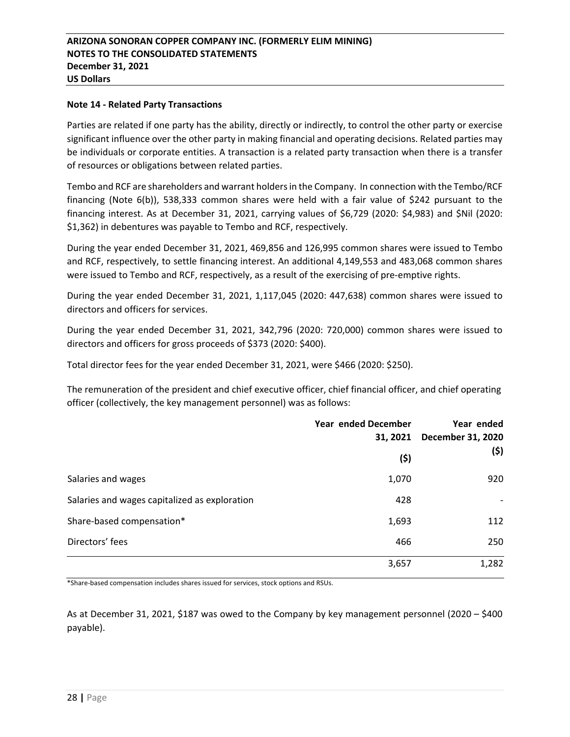## Note 14 - Related Party Transactions

Parties are related if one party has the ability, directly or indirectly, to control the other party or exercise significant influence over the other party in making financial and operating decisions. Related parties may be individuals or corporate entities. A transaction is a related party transaction when there is a transfer of resources or obligations between related parties.

Tembo and RCF are shareholders and warrant holders in the Company. In connection with the Tembo/RCF financing (Note 6(b)), 538,333 common shares were held with a fair value of $242 pursuant to the financing interest. As at December 31, 2021, carrying values of $6,729 (2020: $4,983) and $Nil (2020: $1,362) in debentures was payable to Tembo and RCF, respectively.

During the year ended December 31, 2021, 469,856 and 126,995 common shares were issued to Tembo and RCF, respectively, to settle financing interest. An additional 4,149,553 and 483,068 common shares were issued to Tembo and RCF, respectively, as a result of the exercising of pre-emptive rights.

During the year ended December 31, 2021, 1,117,045 (2020: 447,638) common shares were issued to directors and officers for services.

During the year ended December 31, 2021, 342,796 (2020: 720,000) common shares were issued to directors and officers for gross proceeds of $373 (2020: $400).

Total director fees for the year ended December 31, 2021, were $466 (2020: $250).

The remuneration of the president and chief executive officer, chief financial officer, and chief operating officer (collectively, the key management personnel) was as follows:

| | Year ended December 31, 2021 ($) | Year ended December 31, 2020 ($) |
|---|---|---|
| Salaries and wages | 1,070 | 920 |
| Salaries and wages capitalized as exploration | 428 | - |
| Share-based compensation* | 1,693 | 112 |
| Directors' fees | 466 | 250 |
| | 3,657 | 1,282 |

*Share-based compensation includes shares issued for services, stock options and RSUs.

As at December 31, 2021, $187 was owed to the Company by key management personnel (2020 – $400 payable).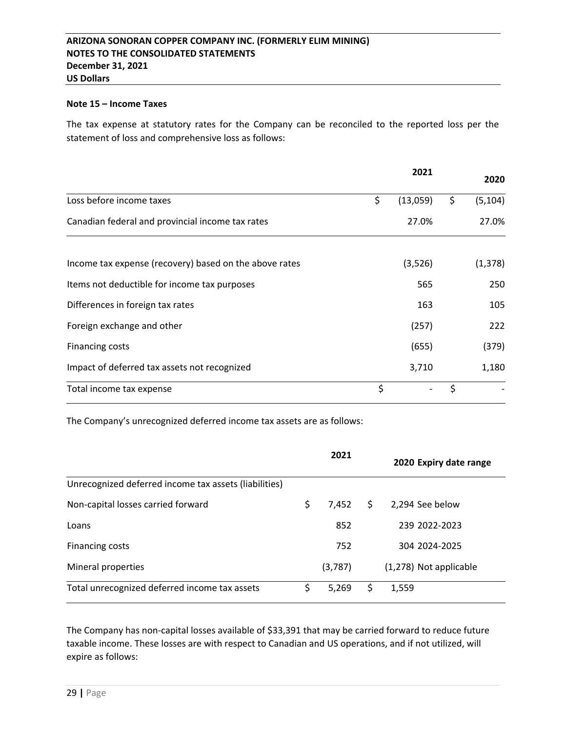### Note 15 – Income Taxes

The tax expense at statutory rates for the Company can be reconciled to the reported loss per the statement of loss and comprehensive loss as follows:

| | 2021 | 2020 |
|---|---|---|
| Loss before income taxes | $ (13,059) | $ (5,104) |
| Canadian federal and provincial income tax rates | 27.0% | 27.0% |
| Income tax expense (recovery) based on the above rates | (3,526) | (1,378) |
| Items not deductible for income tax purposes | 565 | 250 |
| Differences in foreign tax rates | 163 | 105 |
| Foreign exchange and other | (257) | 222 |
| Financing costs | (655) | (379) |
| Impact of deferred tax assets not recognized | 3,710 | 1,180 |
| Total income tax expense | $ - | $ - |

The Company's unrecognized deferred income tax assets are as follows:

| | 2021 | 2020 | Expiry date range |
|---|---|---|---|
| Unrecognized deferred income tax assets (liabilities) | | | |
| Non-capital losses carried forward | $ 7,452 | $ 2,294 | See below |
| Loans | 852 | 239 | 2022-2023 |
| Financing costs | 752 | 304 | 2024-2025 |
| Mineral properties | (3,787) | (1,278) | Not applicable |
| Total unrecognized deferred income tax assets | $ 5,269 | $ 1,559 | |

The Company has non-capital losses available of $33,391 that may be carried forward to reduce future taxable income. These losses are with respect to Canadian and US operations, and if not utilized, will expire as follows: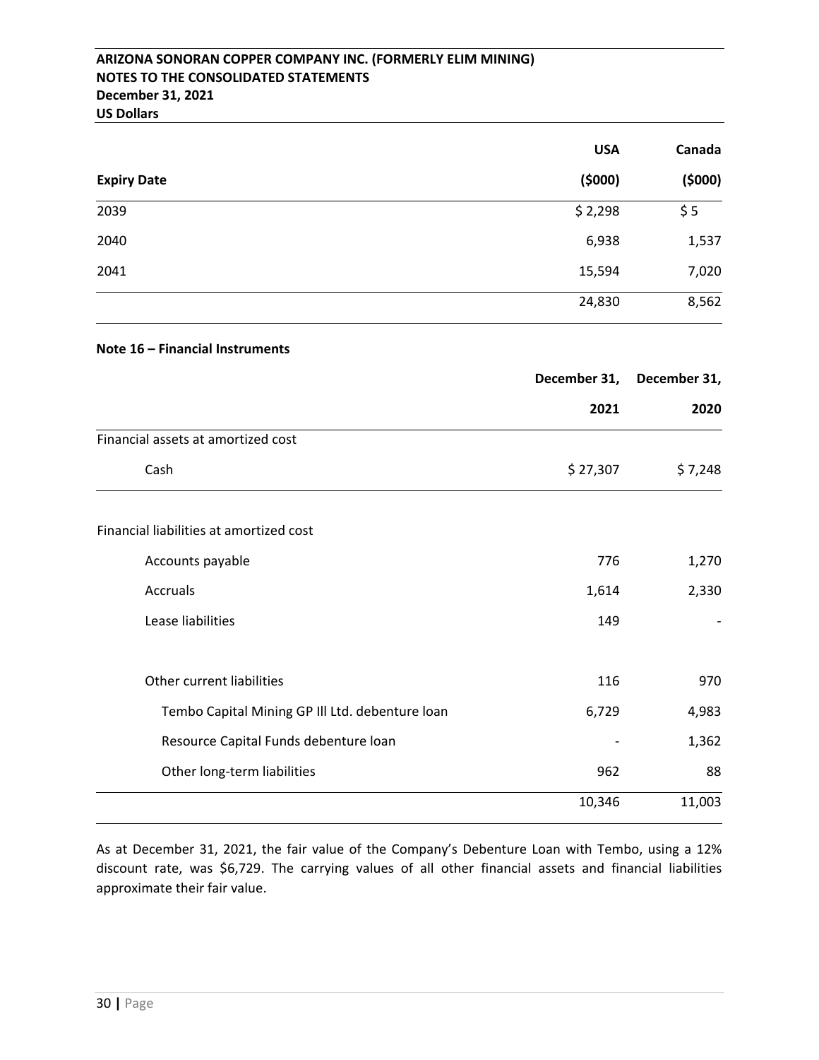| Expiry Date | USA ($000) | Canada ($000) |
|---|---|---|
| 2039 | $ 2,298 | $ 5 |
| 2040 | 6,938 | 1,537 |
| 2041 | 15,594 | 7,020 |
| | 24,830 | 8,562 |

**Note 16 – Financial Instruments**

| | December 31, 2021 | December 31, 2020 |
|---|---|---|
| Financial assets at amortized cost | | |
| Cash | $ 27,307 | $ 7,248 |
| | | |
| Financial liabilities at amortized cost | | |
| Accounts payable | 776 | 1,270 |
| Accruals | 1,614 | 2,330 |
| Lease liabilities | 149 | - |
| | | |
| Other current liabilities | 116 | 970 |
| Tembo Capital Mining GP Ill Ltd. debenture loan | 6,729 | 4,983 |
| Resource Capital Funds debenture loan | - | 1,362 |
| Other long-term liabilities | 962 | 88 |
| | 10,346 | 11,003 |

As at December 31, 2021, the fair value of the Company's Debenture Loan with Tembo, using a 12% discount rate, was $6,729. The carrying values of all other financial assets and financial liabilities approximate their fair value.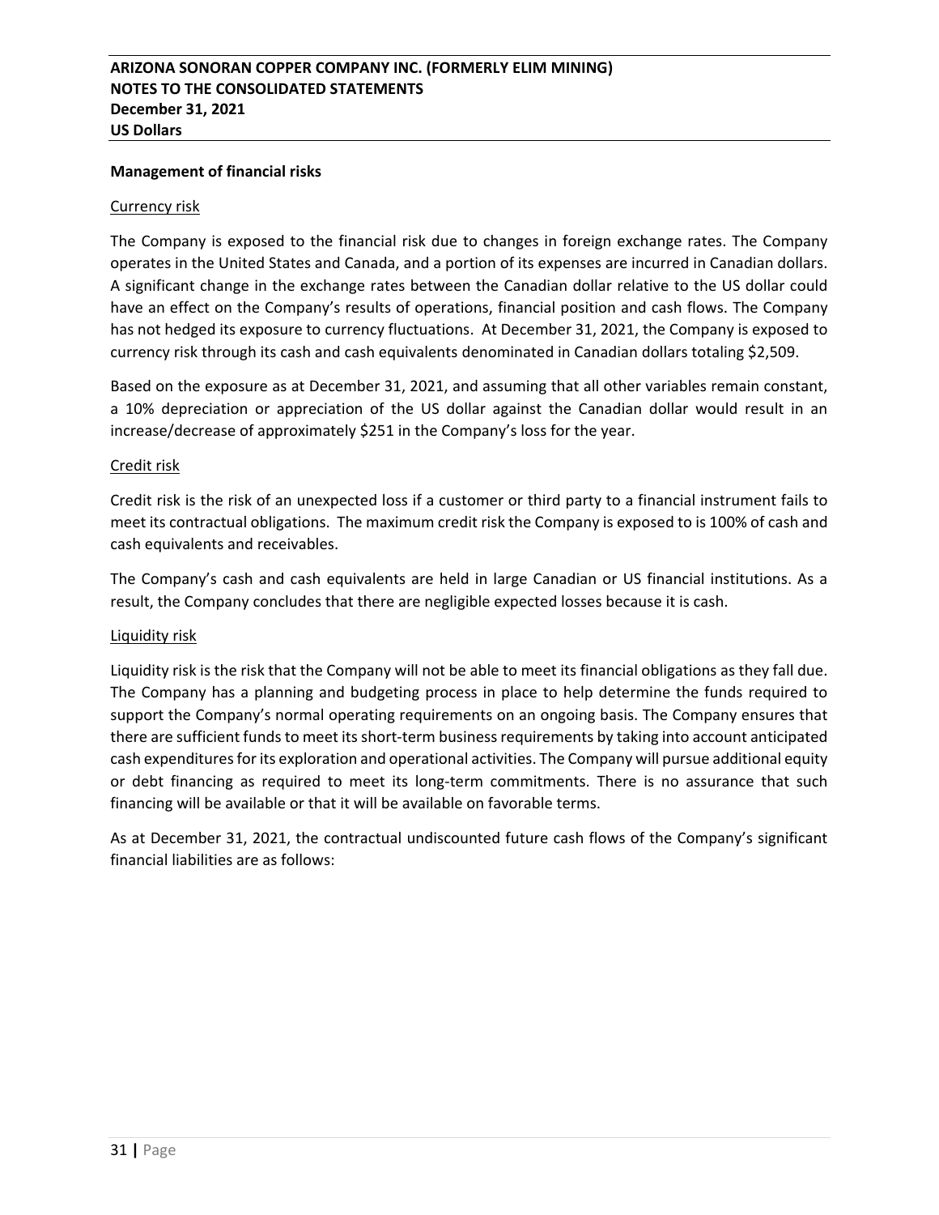**Management of financial risks**

Currency risk

The Company is exposed to the financial risk due to changes in foreign exchange rates. The Company operates in the United States and Canada, and a portion of its expenses are incurred in Canadian dollars. A significant change in the exchange rates between the Canadian dollar relative to the US dollar could have an effect on the Company's results of operations, financial position and cash flows. The Company has not hedged its exposure to currency fluctuations. At December 31, 2021, the Company is exposed to currency risk through its cash and cash equivalents denominated in Canadian dollars totaling $2,509.

Based on the exposure as at December 31, 2021, and assuming that all other variables remain constant, a 10% depreciation or appreciation of the US dollar against the Canadian dollar would result in an increase/decrease of approximately $251 in the Company's loss for the year.

Credit risk

Credit risk is the risk of an unexpected loss if a customer or third party to a financial instrument fails to meet its contractual obligations. The maximum credit risk the Company is exposed to is 100% of cash and cash equivalents and receivables.

The Company's cash and cash equivalents are held in large Canadian or US financial institutions. As a result, the Company concludes that there are negligible expected losses because it is cash.

Liquidity risk

Liquidity risk is the risk that the Company will not be able to meet its financial obligations as they fall due. The Company has a planning and budgeting process in place to help determine the funds required to support the Company's normal operating requirements on an ongoing basis. The Company ensures that there are sufficient funds to meet its short-term business requirements by taking into account anticipated cash expenditures for its exploration and operational activities. The Company will pursue additional equity or debt financing as required to meet its long-term commitments. There is no assurance that such financing will be available or that it will be available on favorable terms.

As at December 31, 2021, the contractual undiscounted future cash flows of the Company's significant financial liabilities are as follows: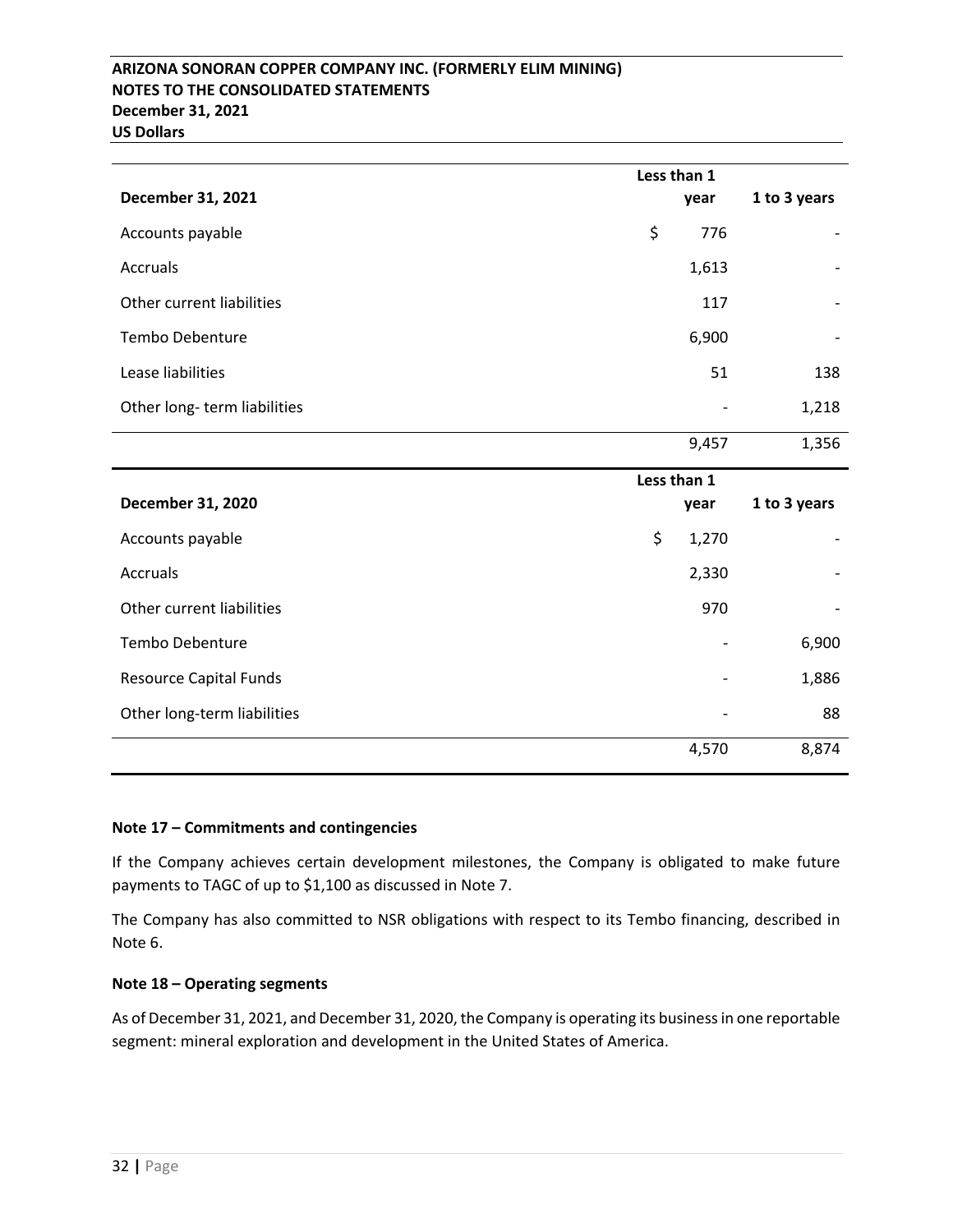| December 31, 2021 | Less than 1 year | 1 to 3 years |
|---|---|---|
| Accounts payable | $ 776 | - |
| Accruals | 1,613 | - |
| Other current liabilities | 117 | - |
| Tembo Debenture | 6,900 | - |
| Lease liabilities | 51 | 138 |
| Other long- term liabilities | - | 1,218 |
| | 9,457 | 1,356 |

| December 31, 2020 | Less than 1 year | 1 to 3 years |
|---|---|---|
| Accounts payable | $ 1,270 | - |
| Accruals | 2,330 | - |
| Other current liabilities | 970 | - |
| Tembo Debenture | - | 6,900 |
| Resource Capital Funds | - | 1,886 |
| Other long-term liabilities | - | 88 |
| | 4,570 | 8,874 |

**Note 17 – Commitments and contingencies**

If the Company achieves certain development milestones, the Company is obligated to make future payments to TAGC of up to $1,100 as discussed in Note 7.

The Company has also committed to NSR obligations with respect to its Tembo financing, described in Note 6.

**Note 18 – Operating segments**

As of December 31, 2021, and December 31, 2020, the Company is operating its business in one reportable segment: mineral exploration and development in the United States of America.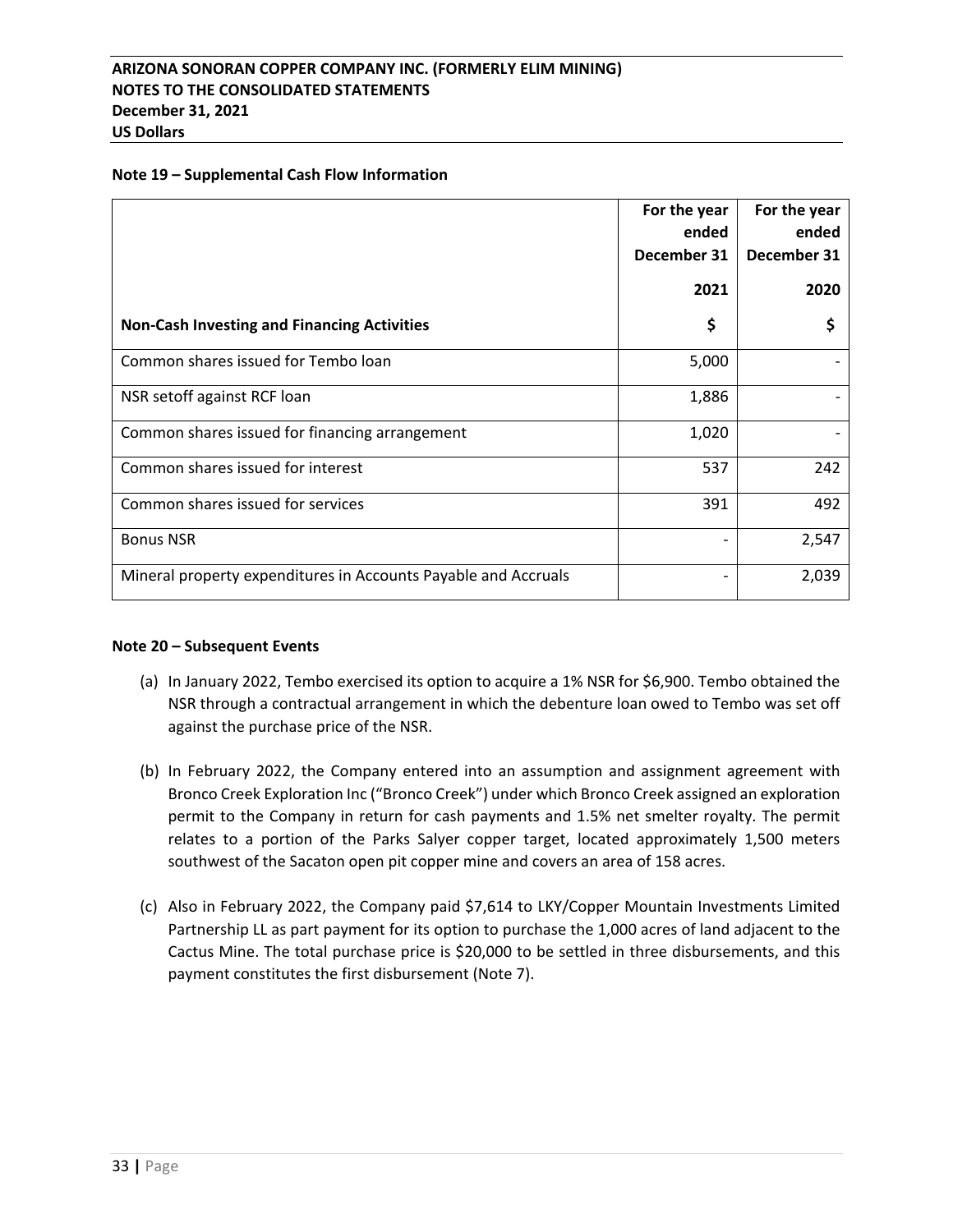## Note 19 – Supplemental Cash Flow Information

| Non-Cash Investing and Financing Activities | For the year ended December 31 2021 $ | For the year ended December 31 2020 $ |
|---|---|---|
| Common shares issued for Tembo loan | 5,000 | - |
| NSR setoff against RCF loan | 1,886 | - |
| Common shares issued for financing arrangement | 1,020 | - |
| Common shares issued for interest | 537 | 242 |
| Common shares issued for services | 391 | 492 |
| Bonus NSR | - | 2,547 |
| Mineral property expenditures in Accounts Payable and Accruals | - | 2,039 |

## Note 20 – Subsequent Events

(a) In January 2022, Tembo exercised its option to acquire a 1% NSR for $6,900. Tembo obtained the NSR through a contractual arrangement in which the debenture loan owed to Tembo was set off against the purchase price of the NSR.

(b) In February 2022, the Company entered into an assumption and assignment agreement with Bronco Creek Exploration Inc ("Bronco Creek") under which Bronco Creek assigned an exploration permit to the Company in return for cash payments and 1.5% net smelter royalty. The permit relates to a portion of the Parks Salyer copper target, located approximately 1,500 meters southwest of the Sacaton open pit copper mine and covers an area of 158 acres.

(c) Also in February 2022, the Company paid $7,614 to LKY/Copper Mountain Investments Limited Partnership LL as part payment for its option to purchase the 1,000 acres of land adjacent to the Cactus Mine. The total purchase price is $20,000 to be settled in three disbursements, and this payment constitutes the first disbursement (Note 7).